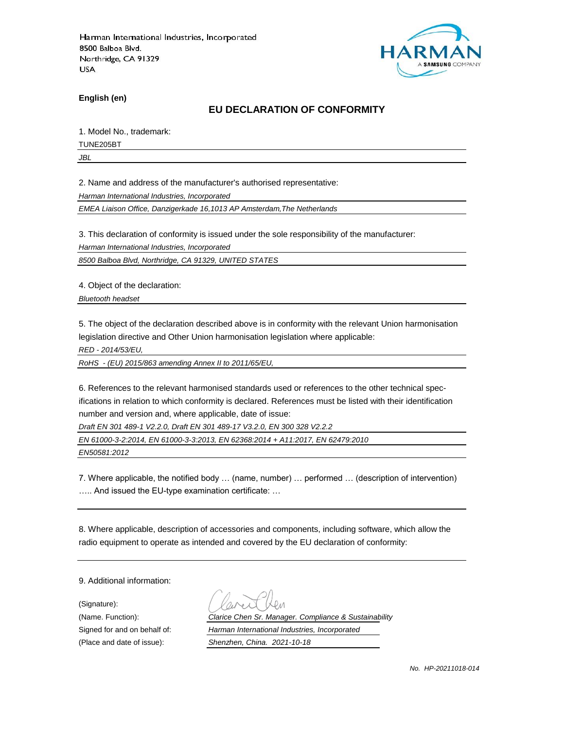Harman International Industries, Incorporated
8500 Balboa Blvd.
Northridge, CA 91329
USA

HARMAN
A SAMSUNG COMPANY

**English (en)**

## EU DECLARATION OF CONFORMITY

1. Model No., trademark:

TUNE205BT

*JBL*

2. Name and address of the manufacturer's authorised representative:

*Harman International Industries, Incorporated*

*EMEA Liaison Office, Danzigerkade 16,1013 AP Amsterdam,The Netherlands*

3. This declaration of conformity is issued under the sole responsibility of the manufacturer:

*Harman International Industries, Incorporated*

*8500 Balboa Blvd, Northridge, CA 91329, UNITED STATES*

4. Object of the declaration:

*Bluetooth headset*

5. The object of the declaration described above is in conformity with the relevant Union harmonisation legislation directive and Other Union harmonisation legislation where applicable:

*RED - 2014/53/EU,*

*RoHS - (EU) 2015/863 amending Annex II to 2011/65/EU,*

6. References to the relevant harmonised standards used or references to the other technical specifications in relation to which conformity is declared. References must be listed with their identification number and version and, where applicable, date of issue:

*Draft EN 301 489-1 V2.2.0, Draft EN 301 489-17 V3.2.0, EN 300 328 V2.2.2*

*EN 61000-3-2:2014, EN 61000-3-3:2013, EN 62368:2014 + A11:2017, EN 62479:2010*

*EN50581:2012*

7. Where applicable, the notified body … (name, number) … performed … (description of intervention) ….. And issued the EU-type examination certificate: …

8. Where applicable, description of accessories and components, including software, which allow the radio equipment to operate as intended and covered by the EU declaration of conformity:

9. Additional information:

(Signature):

(Name. Function): *Clarice Chen Sr. Manager. Compliance & Sustainability*

Signed for and on behalf of: *Harman International Industries, Incorporated*

(Place and date of issue): *Shenzhen, China. 2021-10-18*

*No. HP-20211018-014*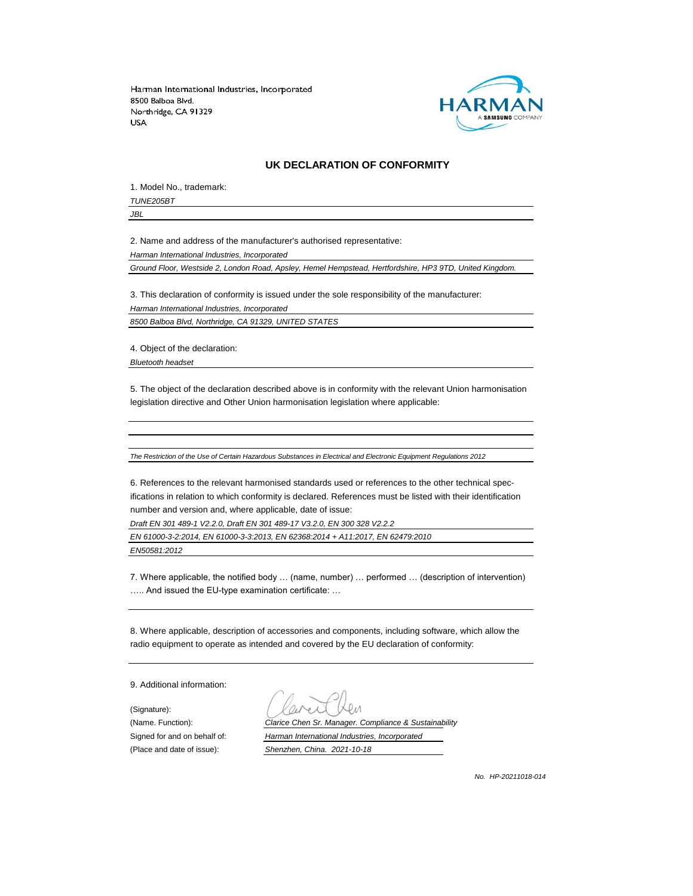Harman International Industries, Incorporated
8500 Balboa Blvd.
Northridge, CA 91329
USA

## UK DECLARATION OF CONFORMITY

1. Model No., trademark:

*TUNE205BT*

*JBL*

2. Name and address of the manufacturer's authorised representative:

*Harman International Industries, Incorporated*

*Ground Floor, Westside 2, London Road, Apsley, Hemel Hempstead, Hertfordshire, HP3 9TD, United Kingdom.*

3. This declaration of conformity is issued under the sole responsibility of the manufacturer:

*Harman International Industries, Incorporated*

*8500 Balboa Blvd, Northridge, CA 91329, UNITED STATES*

4. Object of the declaration:

*Bluetooth headset*

5. The object of the declaration described above is in conformity with the relevant Union harmonisation legislation directive and Other Union harmonisation legislation where applicable:

*The Restriction of the Use of Certain Hazardous Substances in Electrical and Electronic Equipment Regulations 2012*

6. References to the relevant harmonised standards used or references to the other technical specifications in relation to which conformity is declared. References must be listed with their identification number and version and, where applicable, date of issue:

*Draft EN 301 489-1 V2.2.0, Draft EN 301 489-17 V3.2.0, EN 300 328 V2.2.2*

*EN 61000-3-2:2014, EN 61000-3-3:2013, EN 62368:2014 + A11:2017, EN 62479:2010*

*EN50581:2012*

7. Where applicable, the notified body … (name, number) … performed … (description of intervention) ….. And issued the EU-type examination certificate: …

8. Where applicable, description of accessories and components, including software, which allow the radio equipment to operate as intended and covered by the EU declaration of conformity:

9. Additional information:

(Signature):

(Name. Function): *Clarice Chen Sr. Manager. Compliance & Sustainability*

Signed for and on behalf of: *Harman International Industries, Incorporated*

(Place and date of issue): *Shenzhen, China. 2021-10-18*

*No. HP-20211018-014*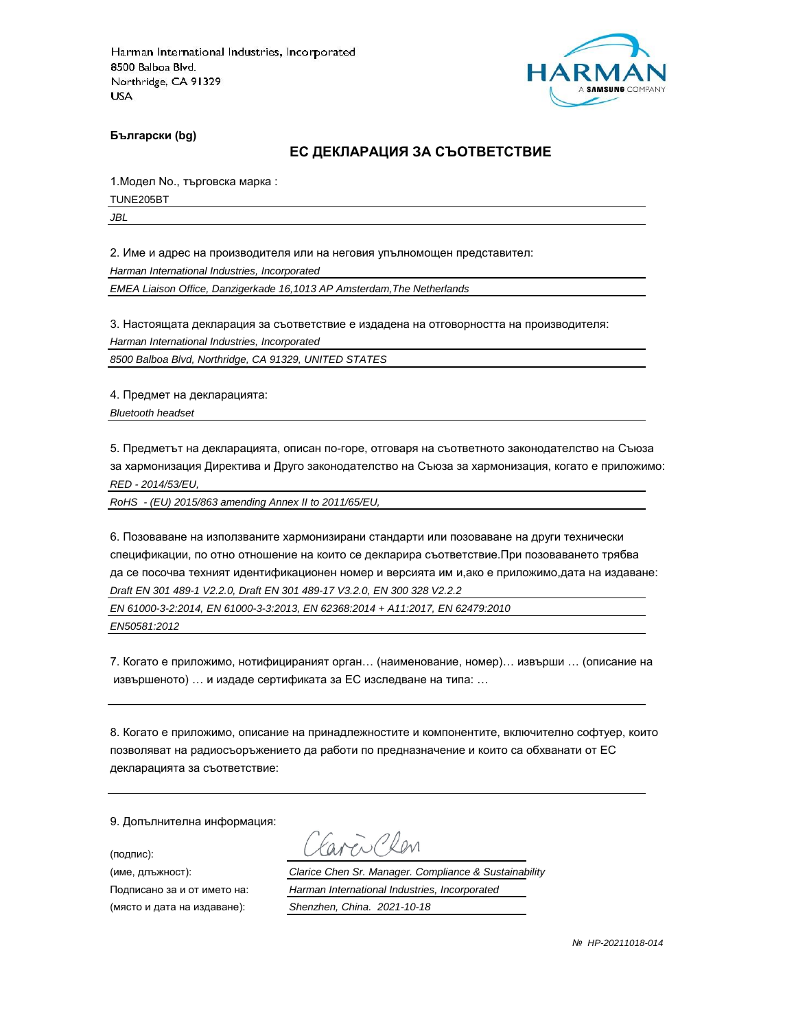Harman International Industries, Incorporated
8500 Balboa Blvd.
Northridge, CA 91329
USA

**Български (bg)**

## ЕС ДЕКЛАРАЦИЯ ЗА СЪОТВЕТСТВИЕ

1.Модел No., търговска марка :

TUNE205BT

*JBL*

2. Име и адрес на производителя или на неговия упълномощен представител:

*Harman International Industries, Incorporated*

*EMEA Liaison Office, Danzigerkade 16,1013 AP Amsterdam,The Netherlands*

3. Настоящата декларация за съответствие е издадена на отговорността на производителя:

*Harman International Industries, Incorporated*

*8500 Balboa Blvd, Northridge, CA 91329, UNITED STATES*

4. Предмет на декларацията:

*Bluetooth headset*

5. Предметът на декларацията, описан по-горе, отговаря на съответното законодателство на Съюза за хармонизация Директива и Друго законодателство на Съюза за хармонизация, когато е приложимо:

*RED - 2014/53/EU,*

*RoHS - (EU) 2015/863 amending Annex II to 2011/65/EU,*

6. Позоваване на използваните хармонизирани стандарти или позоваване на други технически спецификации, по отно отношение на които се декларира съответствие.При позоваването трябва да се посочва техният идентификационен номер и версията им и,ако е приложимо,дата на издаване:

*Draft EN 301 489-1 V2.2.0, Draft EN 301 489-17 V3.2.0, EN 300 328 V2.2.2*

*EN 61000-3-2:2014, EN 61000-3-3:2013, EN 62368:2014 + A11:2017, EN 62479:2010*

*EN50581:2012*

7. Когато е приложимо, нотифицираният орган… (наименование, номер)… извърши … (описание на извършеното) … и издаде сертификата за ЕС изследване на типа: …

8. Когато е приложимо, описание на принадлежностите и компонентите, включително софтуер, които позволяват на радиосъоръжението да работи по предназначение и които са обхванати от ЕС декларацията за съответствие:

9. Допълнителна информация:

(подпис):

(име, длъжност): *Clarice Chen Sr. Manager. Compliance & Sustainability*

Подписано за и от името на: *Harman International Industries, Incorporated*

(място и дата на издаване): *Shenzhen, China. 2021-10-18*

*№ HP-20211018-014*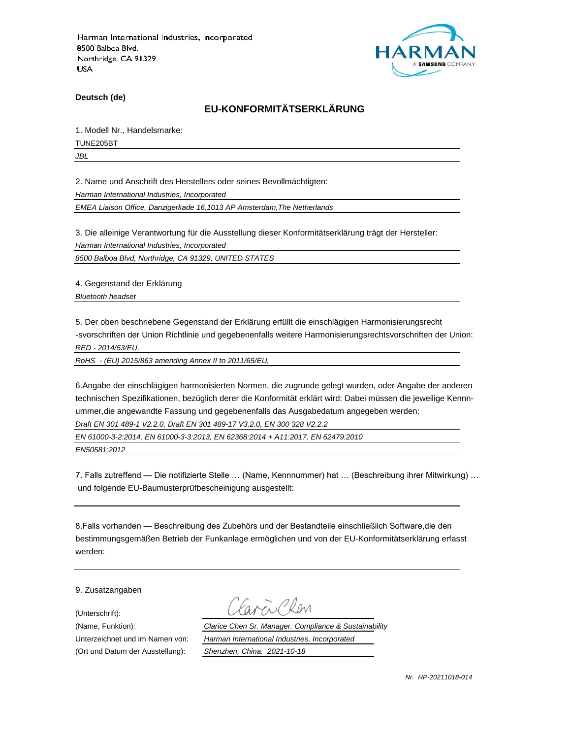Harman International Industries, Incorporated
8500 Balboa Blvd.
Northridge, CA 91329
USA

HARMAN
A SAMSUNG COMPANY

**Deutsch (de)**

## EU-KONFORMITÄTSERKLÄRUNG

1. Modell Nr., Handelsmarke:

TUNE205BT

*JBL*

2. Name und Anschrift des Herstellers oder seines Bevollmächtigten:

*Harman International Industries, Incorporated*

*EMEA Liaison Office, Danzigerkade 16,1013 AP Amsterdam,The Netherlands*

3. Die alleinige Verantwortung für die Ausstellung dieser Konformitätserklärung trägt der Hersteller:

*Harman International Industries, Incorporated*

*8500 Balboa Blvd, Northridge, CA 91329, UNITED STATES*

4. Gegenstand der Erklärung

*Bluetooth headset*

5. Der oben beschriebene Gegenstand der Erklärung erfüllt die einschlägigen Harmonisierungsrecht -svorschriften der Union Richtlinie und gegebenenfalls weitere Harmonisierungsrechtsvorschriften der Union:

*RED - 2014/53/EU,*

*RoHS - (EU) 2015/863 amending Annex II to 2011/65/EU,*

6.Angabe der einschlägigen harmonisierten Normen, die zugrunde gelegt wurden, oder Angabe der anderen technischen Spezifikationen, bezüglich derer die Konformität erklärt wird: Dabei müssen die jeweilige Kennnummer,die angewandte Fassung und gegebenenfalls das Ausgabedatum angegeben werden:

*Draft EN 301 489-1 V2.2.0, Draft EN 301 489-17 V3.2.0, EN 300 328 V2.2.2*

*EN 61000-3-2:2014, EN 61000-3-3:2013, EN 62368:2014 + A11:2017, EN 62479:2010*

*EN50581:2012*

7. Falls zutreffend — Die notifizierte Stelle … (Name, Kennnummer) hat … (Beschreibung ihrer Mitwirkung) … und folgende EU-Baumusterprüfbescheinigung ausgestellt:

8.Falls vorhanden — Beschreibung des Zubehörs und der Bestandteile einschließlich Software,die den bestimmungsgemäßen Betrieb der Funkanlage ermöglichen und von der EU-Konformitätserklärung erfasst werden:

9. Zusatzangaben

(Unterschrift): Clarice Chen

(Name, Funktion): *Clarice Chen Sr. Manager. Compliance & Sustainability*

Unterzeichnet und im Namen von: *Harman International Industries, Incorporated*

(Ort und Datum der Ausstellung): *Shenzhen, China. 2021-10-18*

*Nr. HP-20211018-014*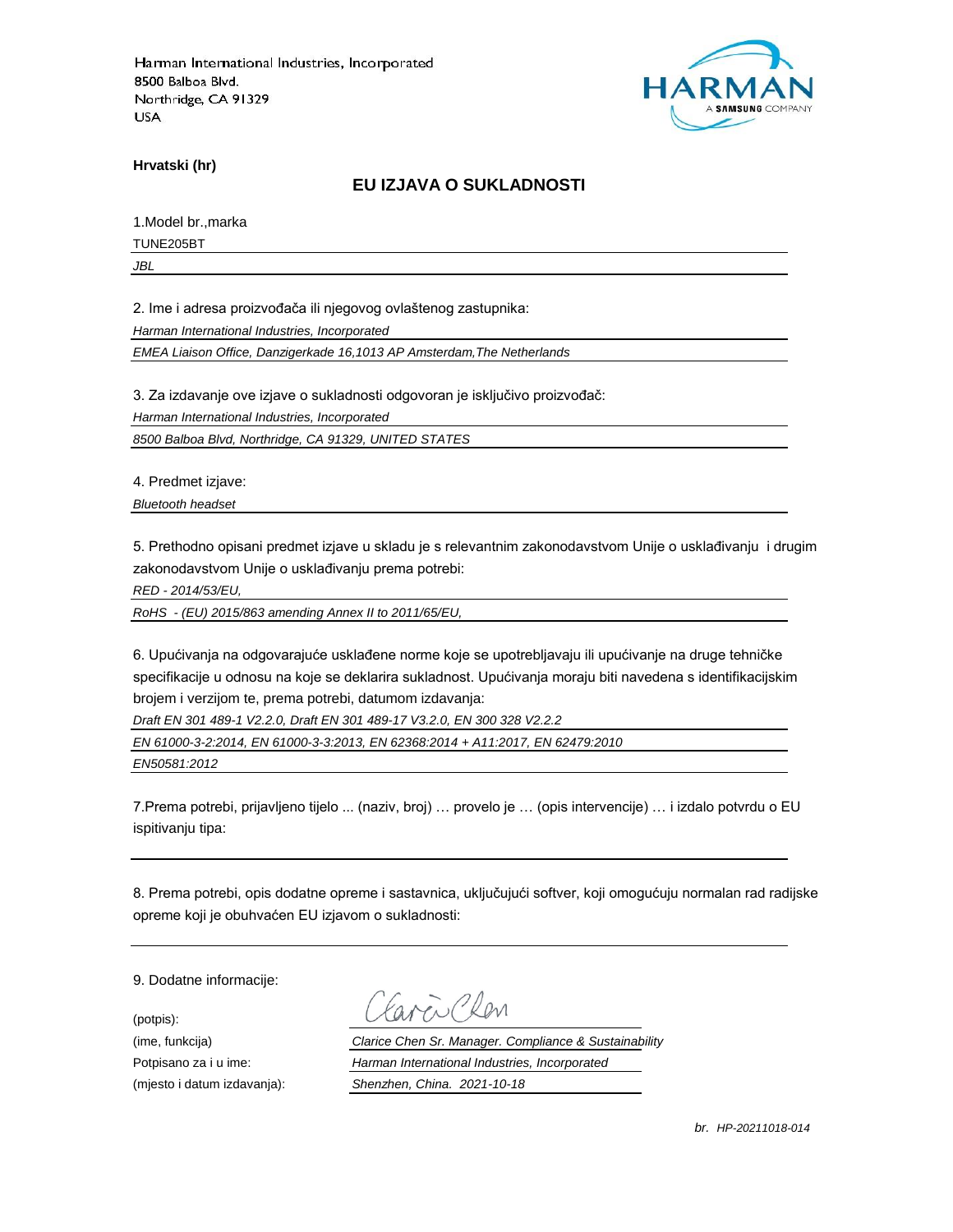Harman International Industries, Incorporated
8500 Balboa Blvd.
Northridge, CA 91329
USA

HARMAN
A SAMSUNG COMPANY

**Hrvatski (hr)**

## EU IZJAVA O SUKLADNOSTI

1.Model br.,marka

TUNE205BT

*JBL*

2. Ime i adresa proizvođača ili njegovog ovlaštenog zastupnika:

*Harman International Industries, Incorporated*

*EMEA Liaison Office, Danzigerkade 16,1013 AP Amsterdam,The Netherlands*

3. Za izdavanje ove izjave o sukladnosti odgovoran je isključivo proizvođač:

*Harman International Industries, Incorporated*

*8500 Balboa Blvd, Northridge, CA 91329, UNITED STATES*

4. Predmet izjave:

*Bluetooth headset*

5. Prethodno opisani predmet izjave u skladu je s relevantnim zakonodavstvom Unije o usklađivanju i drugim zakonodavstvom Unije o usklađivanju prema potrebi:

*RED - 2014/53/EU,*

*RoHS - (EU) 2015/863 amending Annex II to 2011/65/EU,*

6. Upućivanja na odgovarajuće usklađene norme koje se upotrebljavaju ili upućivanje na druge tehničke specifikacije u odnosu na koje se deklarira sukladnost. Upućivanja moraju biti navedena s identifikacijskim brojem i verzijom te, prema potrebi, datumom izdavanja:

*Draft EN 301 489-1 V2.2.0, Draft EN 301 489-17 V3.2.0, EN 300 328 V2.2.2*

*EN 61000-3-2:2014, EN 61000-3-3:2013, EN 62368:2014 + A11:2017, EN 62479:2010*

*EN50581:2012*

7.Prema potrebi, prijavljeno tijelo ... (naziv, broj) … provelo je … (opis intervencije) … i izdalo potvrdu o EU ispitivanju tipa:

8. Prema potrebi, opis dodatne opreme i sastavnica, uključujući softver, koji omogućuju normalan rad radijske opreme koji je obuhvaćen EU izjavom o sukladnosti:

9. Dodatne informacije:

(potpis):

(ime, funkcija) *Clarice Chen Sr. Manager. Compliance & Sustainability*

Potpisano za i u ime: *Harman International Industries, Incorporated*

(mjesto i datum izdavanja): *Shenzhen, China. 2021-10-18*

*br. HP-20211018-014*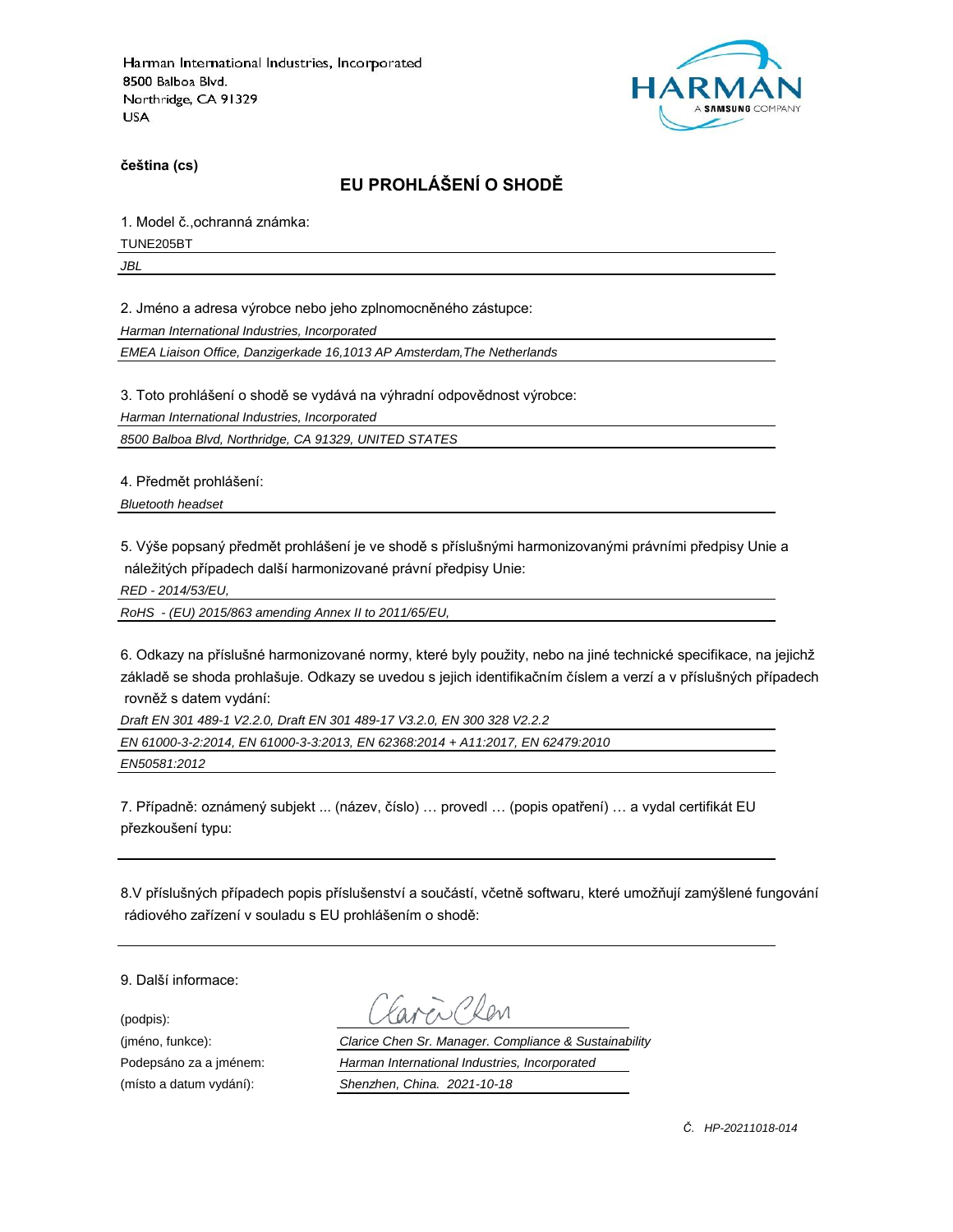Harman International Industries, Incorporated
8500 Balboa Blvd.
Northridge, CA 91329
USA

HARMAN
A SAMSUNG COMPANY

**čeština (cs)**

## EU PROHLÁŠENÍ O SHODĚ

1. Model č.,ochranná známka:

TUNE205BT

*JBL*

2. Jméno a adresa výrobce nebo jeho zplnomocněného zástupce:

*Harman International Industries, Incorporated*

*EMEA Liaison Office, Danzigerkade 16,1013 AP Amsterdam,The Netherlands*

3. Toto prohlášení o shodě se vydává na výhradní odpovědnost výrobce:

*Harman International Industries, Incorporated*

*8500 Balboa Blvd, Northridge, CA 91329, UNITED STATES*

4. Předmět prohlášení:

*Bluetooth headset*

5. Výše popsaný předmět prohlášení je ve shodě s příslušnými harmonizovanými právními předpisy Unie a náležitých případech další harmonizované právní předpisy Unie:

*RED - 2014/53/EU,*

*RoHS - (EU) 2015/863 amending Annex II to 2011/65/EU,*

6. Odkazy na příslušné harmonizované normy, které byly použity, nebo na jiné technické specifikace, na jejichž základě se shoda prohlašuje. Odkazy se uvedou s jejich identifikačním číslem a verzí a v příslušných případech rovněž s datem vydání:

*Draft EN 301 489-1 V2.2.0, Draft EN 301 489-17 V3.2.0, EN 300 328 V2.2.2*

*EN 61000-3-2:2014, EN 61000-3-3:2013, EN 62368:2014 + A11:2017, EN 62479:2010*

*EN50581:2012*

7. Případně: oznámený subjekt ... (název, číslo) … provedl … (popis opatření) … a vydal certifikát EU přezkoušení typu:

8.V příslušných případech popis příslušenství a součástí, včetně softwaru, které umožňují zamýšlené fungování rádiového zařízení v souladu s EU prohlášením o shodě:

9. Další informace:

(podpis): Clarice Chen

(jméno, funkce): *Clarice Chen Sr. Manager. Compliance & Sustainability*

Podepsáno za a jménem: *Harman International Industries, Incorporated*

(místo a datum vydání): *Shenzhen, China. 2021-10-18*

*Č. HP-20211018-014*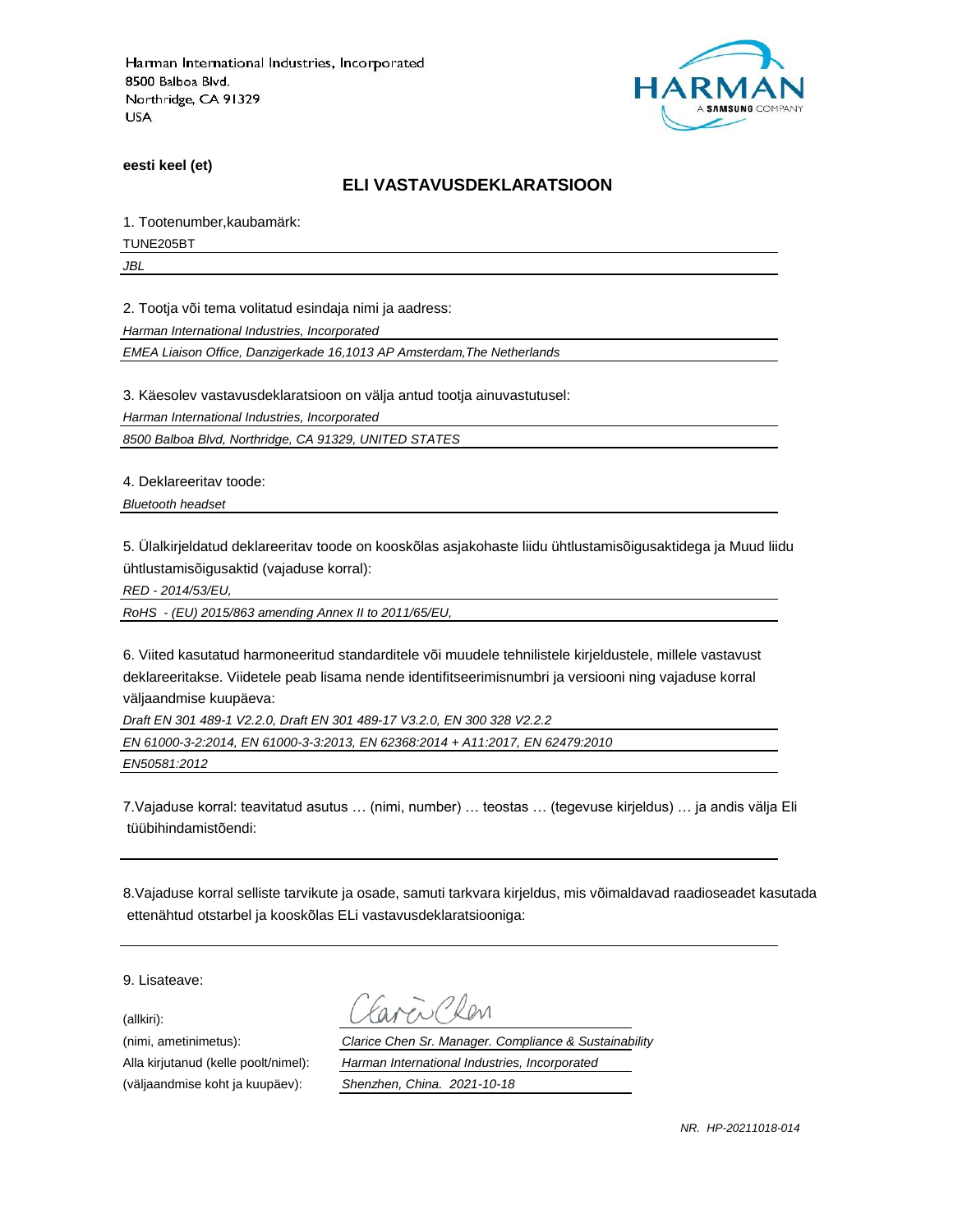Harman International Industries, Incorporated
8500 Balboa Blvd.
Northridge, CA 91329
USA

HARMAN
A SAMSUNG COMPANY

**eesti keel (et)**

## ELI VASTAVUSDEKLARATSIOON

1. Tootenumber,kaubamärk:

TUNE205BT

*JBL*

2. Tootja või tema volitatud esindaja nimi ja aadress:

*Harman International Industries, Incorporated*

*EMEA Liaison Office, Danzigerkade 16,1013 AP Amsterdam,The Netherlands*

3. Käesolev vastavusdeklaratsioon on välja antud tootja ainuvastutusel:

*Harman International Industries, Incorporated*

*8500 Balboa Blvd, Northridge, CA 91329, UNITED STATES*

4. Deklareeritav toode:

*Bluetooth headset*

5. Ülalkirjeldatud deklareeritav toode on kooskõlas asjakohaste liidu ühtlustamisõigusaktidega ja Muud liidu ühtlustamisõigusaktid (vajaduse korral):

*RED - 2014/53/EU,*

*RoHS - (EU) 2015/863 amending Annex II to 2011/65/EU,*

6. Viited kasutatud harmoneeritud standarditele või muudele tehnilistele kirjeldustele, millele vastavust deklareeritakse. Viidetele peab lisama nende identifitseerimisnumbri ja versiooni ning vajaduse korral väljaandmise kuupäeva:

*Draft EN 301 489-1 V2.2.0, Draft EN 301 489-17 V3.2.0, EN 300 328 V2.2.2*

*EN 61000-3-2:2014, EN 61000-3-3:2013, EN 62368:2014 + A11:2017, EN 62479:2010*

*EN50581:2012*

7.Vajaduse korral: teavitatud asutus … (nimi, number) … teostas … (tegevuse kirjeldus) … ja andis välja Eli tüübihindamistõendi:

8.Vajaduse korral selliste tarvikute ja osade, samuti tarkvara kirjeldus, mis võimaldavad raadioseadet kasutada ettenähtud otstarbel ja kooskõlas ELi vastavusdeklaratsiooniga:

9. Lisateave:

(allkiri): Clarice Chen

(nimi, ametinimetus): *Clarice Chen Sr. Manager. Compliance & Sustainability*

Alla kirjutanud (kelle poolt/nimel): *Harman International Industries, Incorporated*

(väljaandmise koht ja kuupäev): *Shenzhen, China. 2021-10-18*

*NR. HP-20211018-014*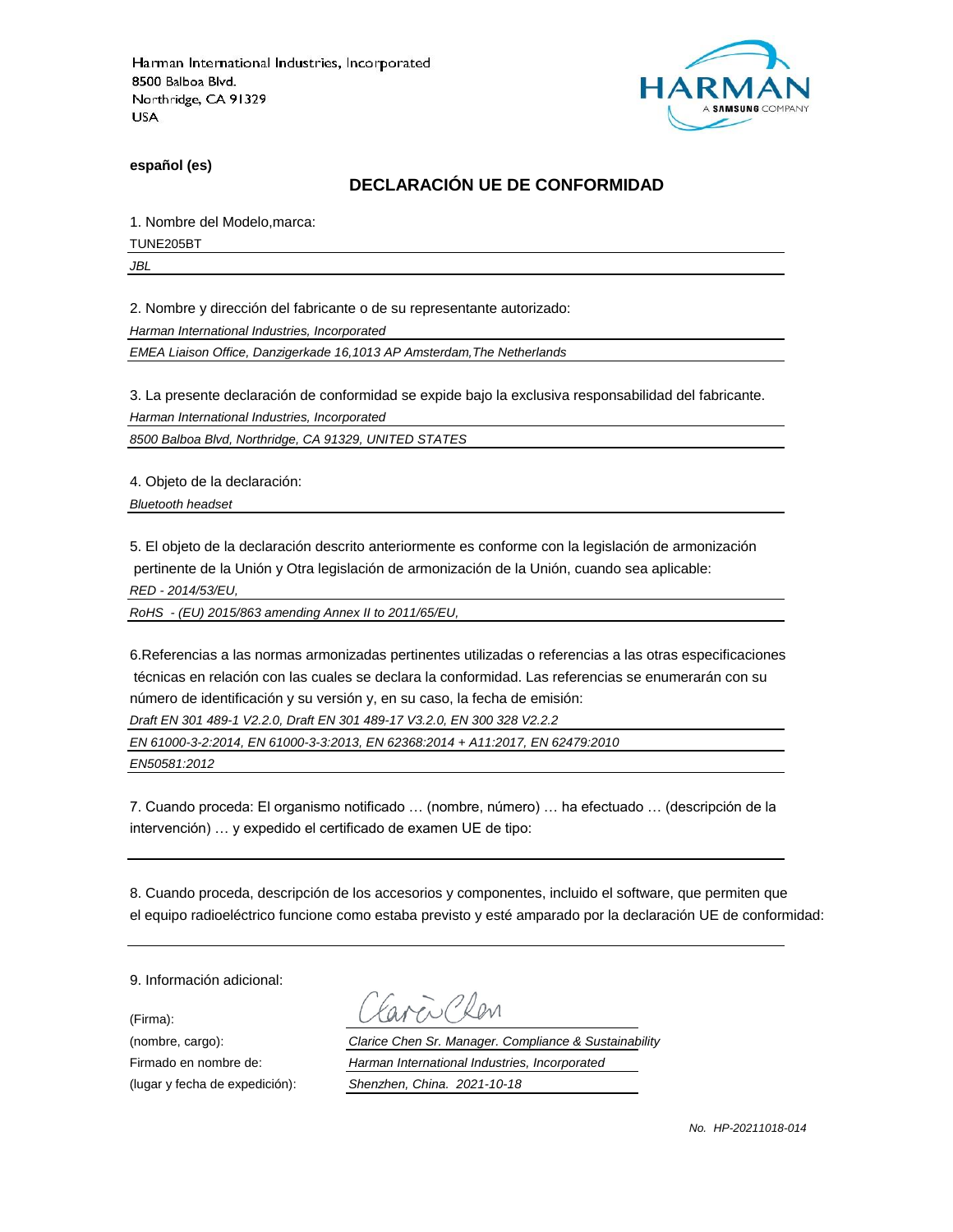Harman International Industries, Incorporated
8500 Balboa Blvd.
Northridge, CA 91329
USA

**español (es)**

## DECLARACIÓN UE DE CONFORMIDAD

1. Nombre del Modelo,marca:

TUNE205BT

*JBL*

2. Nombre y dirección del fabricante o de su representante autorizado:

*Harman International Industries, Incorporated*

*EMEA Liaison Office, Danzigerkade 16,1013 AP Amsterdam,The Netherlands*

3. La presente declaración de conformidad se expide bajo la exclusiva responsabilidad del fabricante.

*Harman International Industries, Incorporated*

*8500 Balboa Blvd, Northridge, CA 91329, UNITED STATES*

4. Objeto de la declaración:

*Bluetooth headset*

5. El objeto de la declaración descrito anteriormente es conforme con la legislación de armonización pertinente de la Unión y Otra legislación de armonización de la Unión, cuando sea aplicable:

*RED - 2014/53/EU,*

*RoHS - (EU) 2015/863 amending Annex II to 2011/65/EU,*

6.Referencias a las normas armonizadas pertinentes utilizadas o referencias a las otras especificaciones técnicas en relación con las cuales se declara la conformidad. Las referencias se enumerarán con su número de identificación y su versión y, en su caso, la fecha de emisión:

*Draft EN 301 489-1 V2.2.0, Draft EN 301 489-17 V3.2.0, EN 300 328 V2.2.2*

*EN 61000-3-2:2014, EN 61000-3-3:2013, EN 62368:2014 + A11:2017, EN 62479:2010*

*EN50581:2012*

7. Cuando proceda: El organismo notificado … (nombre, número) … ha efectuado … (descripción de la intervención) … y expedido el certificado de examen UE de tipo:

8. Cuando proceda, descripción de los accesorios y componentes, incluido el software, que permiten que el equipo radioeléctrico funcione como estaba previsto y esté amparado por la declaración UE de conformidad:

9. Información adicional:

(Firma):

(nombre, cargo): *Clarice Chen Sr. Manager. Compliance & Sustainability*

Firmado en nombre de: *Harman International Industries, Incorporated*

(lugar y fecha de expedición): *Shenzhen, China. 2021-10-18*

*No. HP-20211018-014*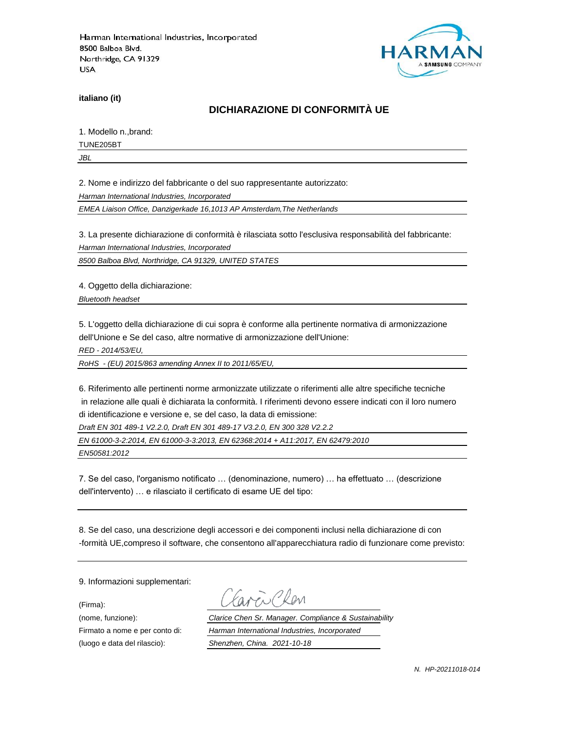Harman International Industries, Incorporated
8500 Balboa Blvd.
Northridge, CA 91329
USA

HARMAN
A SAMSUNG COMPANY

**italiano (it)**

## DICHIARAZIONE DI CONFORMITÀ UE

1. Modello n.,brand:

TUNE205BT

*JBL*

2. Nome e indirizzo del fabbricante o del suo rappresentante autorizzato:

*Harman International Industries, Incorporated*

*EMEA Liaison Office, Danzigerkade 16,1013 AP Amsterdam,The Netherlands*

3. La presente dichiarazione di conformità è rilasciata sotto l'esclusiva responsabilità del fabbricante:

*Harman International Industries, Incorporated*

*8500 Balboa Blvd, Northridge, CA 91329, UNITED STATES*

4. Oggetto della dichiarazione:

*Bluetooth headset*

5. L'oggetto della dichiarazione di cui sopra è conforme alla pertinente normativa di armonizzazione dell'Unione e Se del caso, altre normative di armonizzazione dell'Unione:

*RED - 2014/53/EU,*

*RoHS - (EU) 2015/863 amending Annex II to 2011/65/EU,*

6. Riferimento alle pertinenti norme armonizzate utilizzate o riferimenti alle altre specifiche tecniche in relazione alle quali è dichiarata la conformità. I riferimenti devono essere indicati con il loro numero di identificazione e versione e, se del caso, la data di emissione:

*Draft EN 301 489-1 V2.2.0, Draft EN 301 489-17 V3.2.0, EN 300 328 V2.2.2*

*EN 61000-3-2:2014, EN 61000-3-3:2013, EN 62368:2014 + A11:2017, EN 62479:2010*

*EN50581:2012*

7. Se del caso, l'organismo notificato … (denominazione, numero) … ha effettuato … (descrizione dell'intervento) … e rilasciato il certificato di esame UE del tipo:

8. Se del caso, una descrizione degli accessori e dei componenti inclusi nella dichiarazione di con -formità UE,compreso il software, che consentono all'apparecchiatura radio di funzionare come previsto:

9. Informazioni supplementari:

(Firma): Clarice Chen

(nome, funzione): *Clarice Chen Sr. Manager. Compliance & Sustainability*

Firmato a nome e per conto di: *Harman International Industries, Incorporated*

(luogo e data del rilascio): *Shenzhen, China. 2021-10-18*

*N. HP-20211018-014*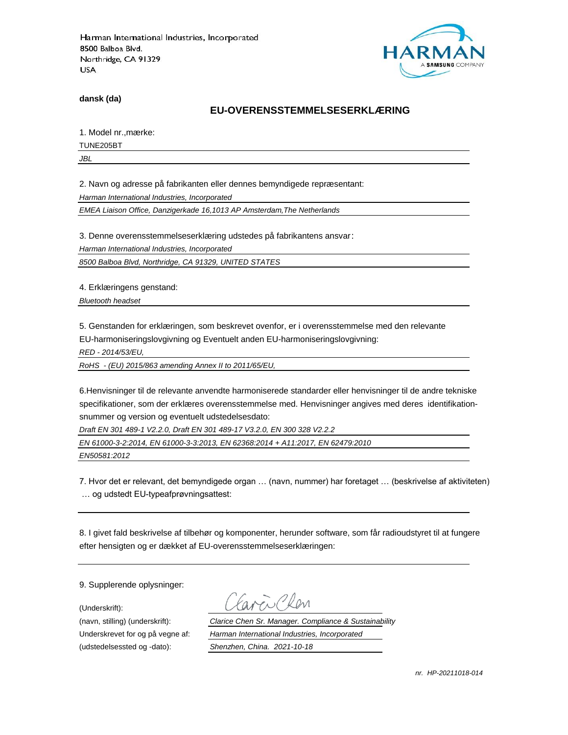Harman International Industries, Incorporated
8500 Balboa Blvd.
Northridge, CA 91329
USA

HARMAN
A SAMSUNG COMPANY

**dansk (da)**

## EU-OVERENSSTEMMELSESERKLÆRING

1. Model nr.,mærke:

TUNE205BT

*JBL*

2. Navn og adresse på fabrikanten eller dennes bemyndigede repræsentant:

*Harman International Industries, Incorporated*

*EMEA Liaison Office, Danzigerkade 16,1013 AP Amsterdam,The Netherlands*

3. Denne overensstemmelseserklæring udstedes på fabrikantens ansvar:

*Harman International Industries, Incorporated*

*8500 Balboa Blvd, Northridge, CA 91329, UNITED STATES*

4. Erklæringens genstand:

*Bluetooth headset*

5. Genstanden for erklæringen, som beskrevet ovenfor, er i overensstemmelse med den relevante EU-harmoniseringslovgivning og Eventuelt anden EU-harmoniseringslovgivning:

*RED - 2014/53/EU,*

*RoHS - (EU) 2015/863 amending Annex II to 2011/65/EU,*

6.Henvisninger til de relevante anvendte harmoniserede standarder eller henvisninger til de andre tekniske specifikationer, som der erklæres overensstemmelse med. Henvisninger angives med deres identifikation­snummer og version og eventuelt udstedelsesdato:

*Draft EN 301 489-1 V2.2.0, Draft EN 301 489-17 V3.2.0, EN 300 328 V2.2.2*

*EN 61000-3-2:2014, EN 61000-3-3:2013, EN 62368:2014 + A11:2017, EN 62479:2010*

*EN50581:2012*

7. Hvor det er relevant, det bemyndigede organ … (navn, nummer) har foretaget … (beskrivelse af aktiviteten) … og udstedt EU-typeafprøvningsattest:

8. I givet fald beskrivelse af tilbehør og komponenter, herunder software, som får radioudstyret til at fungere efter hensigten og er dækket af EU-overensstemmelseserklæringen:

9. Supplerende oplysninger:

(Underskrift):

(navn, stilling) (underskrift): *Clarice Chen Sr. Manager. Compliance & Sustainability*

Underskrevet for og på vegne af: *Harman International Industries, Incorporated*

(udstedelsessted og -dato): *Shenzhen, China. 2021-10-18*

*nr. HP-20211018-014*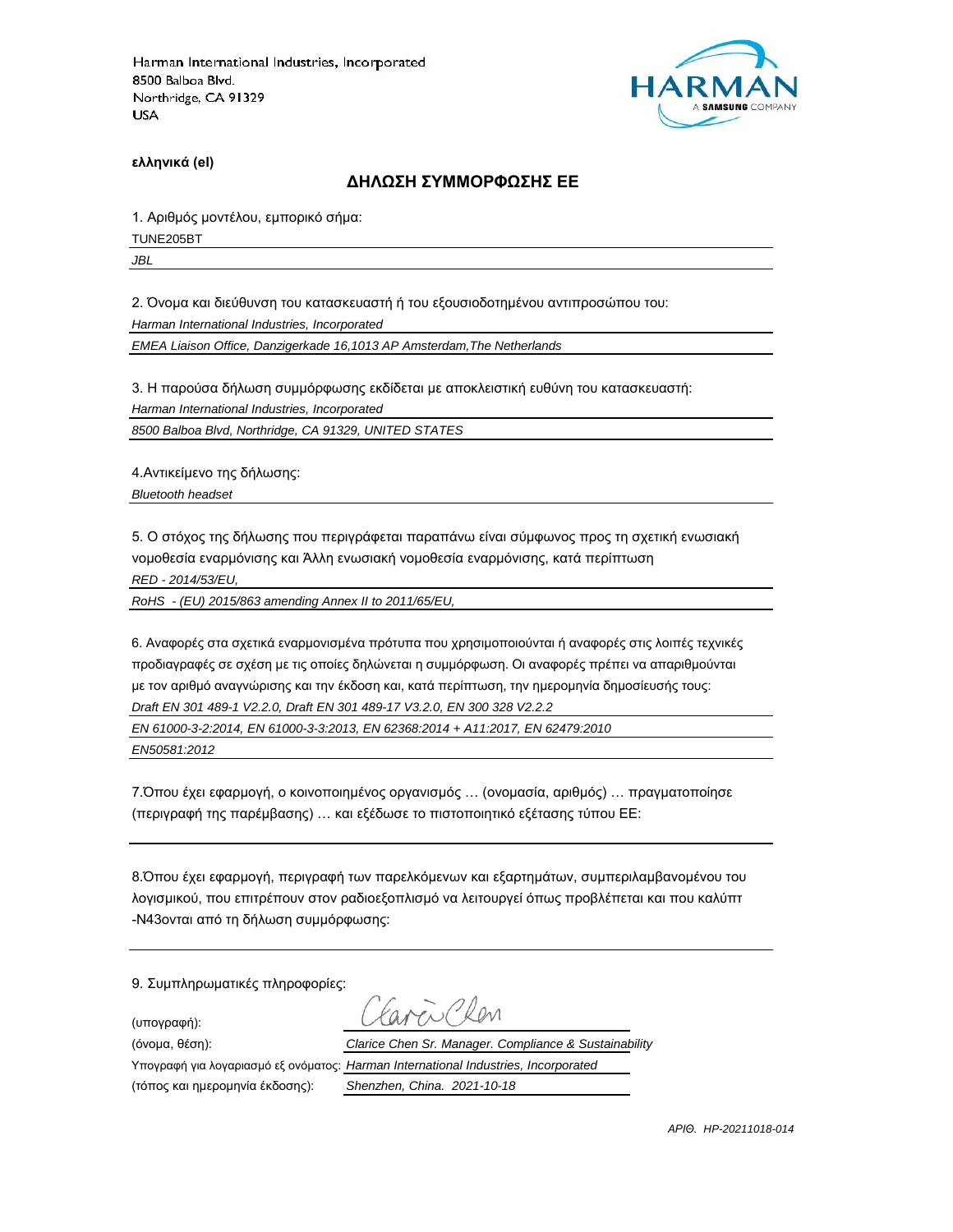Harman International Industries, Incorporated
8500 Balboa Blvd.
Northridge, CA 91329
USA

HARMAN
A SAMSUNG COMPANY

**ελληνικά (el)**

## ΔΗΛΩΣΗ ΣΥΜΜΟΡΦΩΣΗΣ ΕΕ

1. Αριθμός μοντέλου, εμπορικό σήμα:

TUNE205BT

*JBL*

2. Όνομα και διεύθυνση του κατασκευαστή ή του εξουσιοδοτημένου αντιπροσώπου του:

*Harman International Industries, Incorporated*

*EMEA Liaison Office, Danzigerkade 16,1013 AP Amsterdam,The Netherlands*

3. Η παρούσα δήλωση συμμόρφωσης εκδίδεται με αποκλειστική ευθύνη του κατασκευαστή:

*Harman International Industries, Incorporated*

*8500 Balboa Blvd, Northridge, CA 91329, UNITED STATES*

4.Αντικείμενο της δήλωσης:

*Bluetooth headset*

5. Ο στόχος της δήλωσης που περιγράφεται παραπάνω είναι σύμφωνος προς τη σχετική ενωσιακή νομοθεσία εναρμόνισης και Άλλη ενωσιακή νομοθεσία εναρμόνισης, κατά περίπτωση

*RED - 2014/53/EU,*

*RoHS - (EU) 2015/863 amending Annex II to 2011/65/EU,*

6. Αναφορές στα σχετικά εναρμονισμένα πρότυπα που χρησιμοποιούνται ή αναφορές στις λοιπές τεχνικές προδιαγραφές σε σχέση με τις οποίες δηλώνεται η συμμόρφωση. Οι αναφορές πρέπει να απαριθμούνται με τον αριθμό αναγνώρισης και την έκδοση και, κατά περίπτωση, την ημερομηνία δημοσίευσής τους:

*Draft EN 301 489-1 V2.2.0, Draft EN 301 489-17 V3.2.0, EN 300 328 V2.2.2*

*EN 61000-3-2:2014, EN 61000-3-3:2013, EN 62368:2014 + A11:2017, EN 62479:2010*

*EN50581:2012*

7.Όπου έχει εφαρμογή, ο κοινοποιημένος οργανισμός … (ονομασία, αριθμός) … πραγματοποίησε (περιγραφή της παρέμβασης) … και εξέδωσε το πιστοποιητικό εξέτασης τύπου ΕΕ:

8.Όπου έχει εφαρμογή, περιγραφή των παρελκόμενων και εξαρτημάτων, συμπεριλαμβανομένου του λογισμικού, που επιτρέπουν στον ραδιοεξοπλισμό να λειτουργεί όπως προβλέπεται και που καλύπτ -N43ονται από τη δήλωση συμμόρφωσης:

9. Συμπληρωματικές πληροφορίες:

(υπογραφή): Clarice Chen

(όνομα, θέση): *Clarice Chen Sr. Manager. Compliance & Sustainability*

Υπογραφή για λογαριασμό εξ ονόματος: *Harman International Industries, Incorporated*

(τόπος και ημερομηνία έκδοσης): *Shenzhen, China. 2021-10-18*

*ΑΡΙΘ. HP-20211018-014*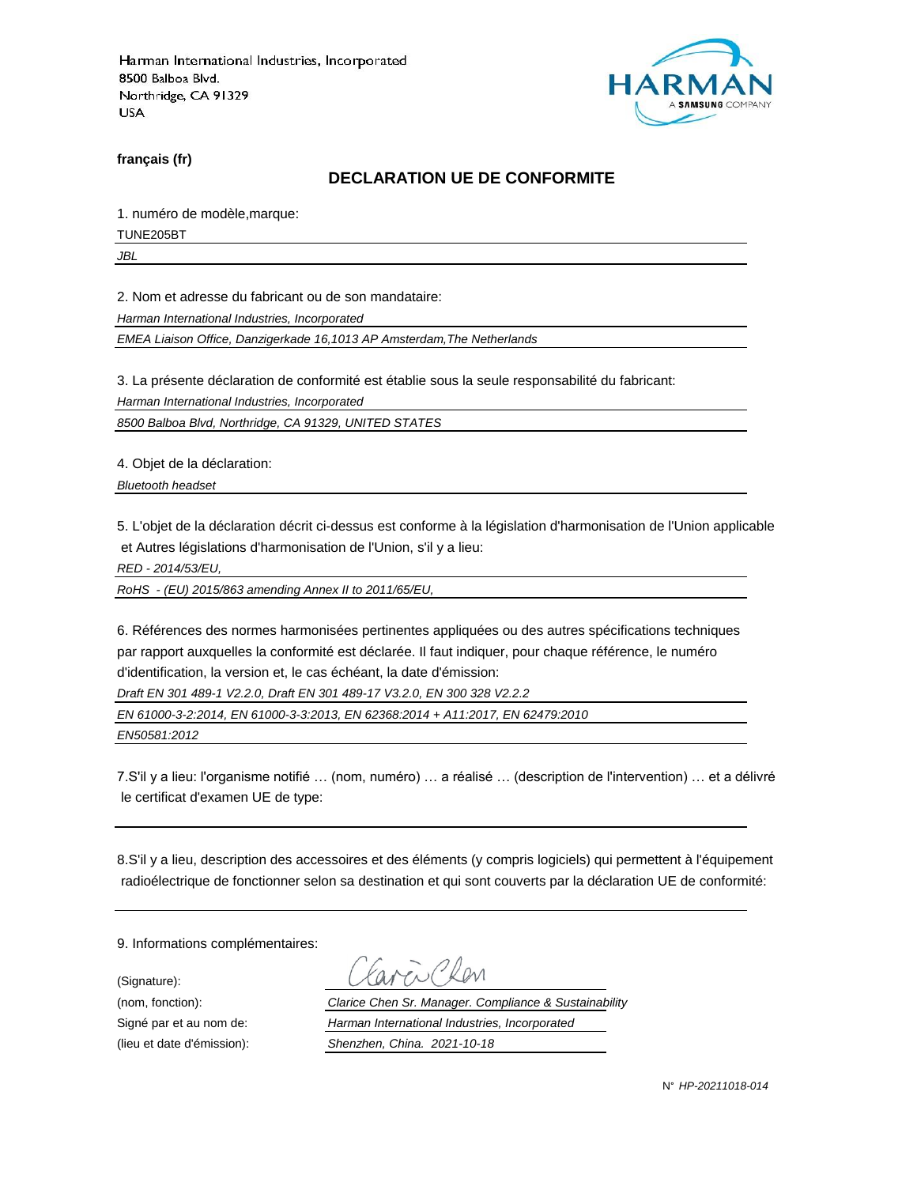Harman International Industries, Incorporated
8500 Balboa Blvd.
Northridge, CA 91329
USA

HARMAN
A SAMSUNG COMPANY

**français (fr)**

## DECLARATION UE DE CONFORMITE

1. numéro de modèle,marque:

TUNE205BT

*JBL*

2. Nom et adresse du fabricant ou de son mandataire:

*Harman International Industries, Incorporated*

*EMEA Liaison Office, Danzigerkade 16,1013 AP Amsterdam,The Netherlands*

3. La présente déclaration de conformité est établie sous la seule responsabilité du fabricant:

*Harman International Industries, Incorporated*

*8500 Balboa Blvd, Northridge, CA 91329, UNITED STATES*

4. Objet de la déclaration:

*Bluetooth headset*

5. L'objet de la déclaration décrit ci-dessus est conforme à la législation d'harmonisation de l'Union applicable et Autres législations d'harmonisation de l'Union, s'il y a lieu:

*RED - 2014/53/EU,*

*RoHS - (EU) 2015/863 amending Annex II to 2011/65/EU,*

6. Références des normes harmonisées pertinentes appliquées ou des autres spécifications techniques par rapport auxquelles la conformité est déclarée. Il faut indiquer, pour chaque référence, le numéro d'identification, la version et, le cas échéant, la date d'émission:

*Draft EN 301 489-1 V2.2.0, Draft EN 301 489-17 V3.2.0, EN 300 328 V2.2.2*

*EN 61000-3-2:2014, EN 61000-3-3:2013, EN 62368:2014 + A11:2017, EN 62479:2010*

*EN50581:2012*

7.S'il y a lieu: l'organisme notifié … (nom, numéro) … a réalisé … (description de l'intervention) … et a délivré le certificat d'examen UE de type:

8.S'il y a lieu, description des accessoires et des éléments (y compris logiciels) qui permettent à l'équipement radioélectrique de fonctionner selon sa destination et qui sont couverts par la déclaration UE de conformité:

9. Informations complémentaires:

(Signature): Clarice Chen

(nom, fonction): *Clarice Chen Sr. Manager. Compliance & Sustainability*

Signé par et au nom de: *Harman International Industries, Incorporated*

(lieu et date d'émission): *Shenzhen, China. 2021-10-18*

N° *HP-20211018-014*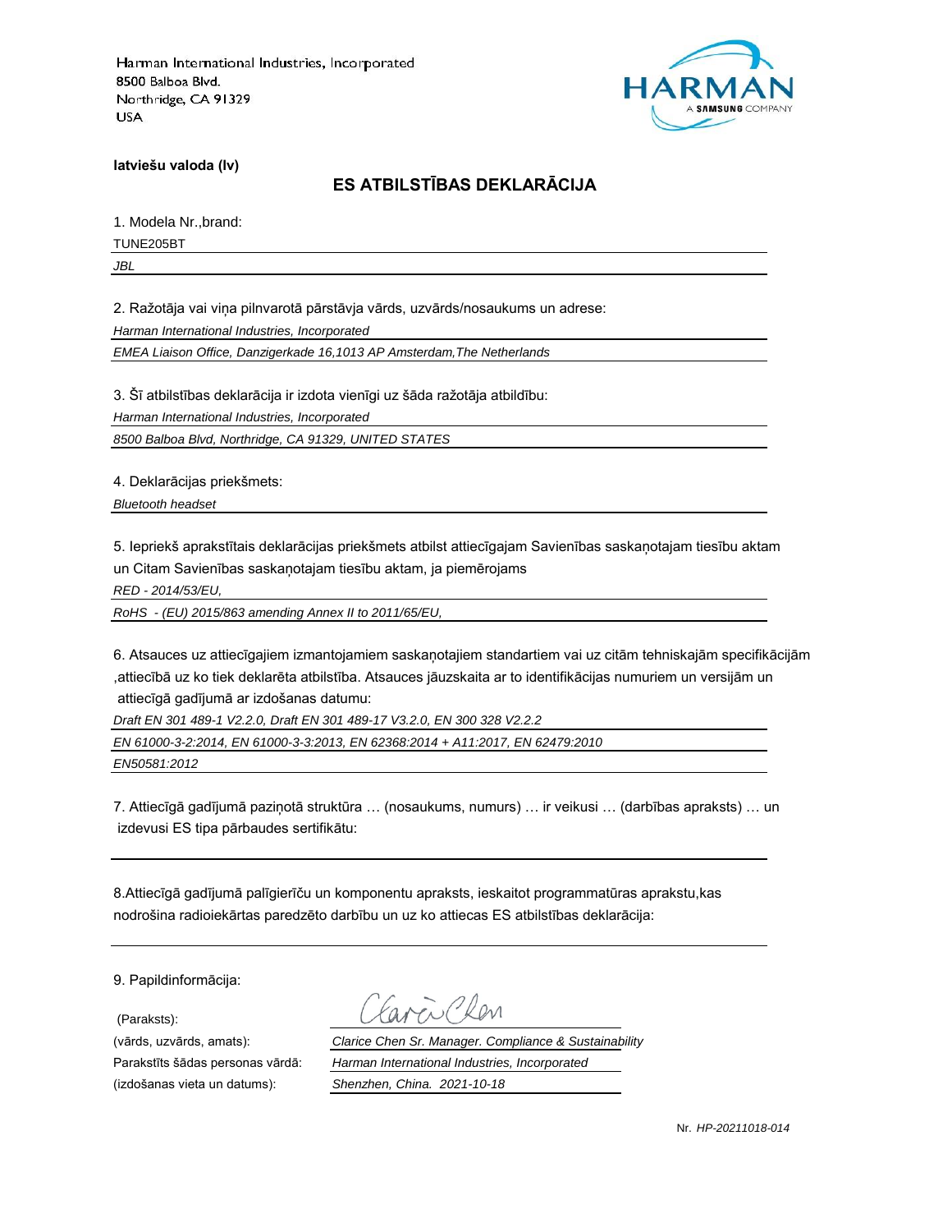Harman International Industries, Incorporated
8500 Balboa Blvd.
Northridge, CA 91329
USA

HARMAN
A SAMSUNG COMPANY

**latviešu valoda (lv)**

## ES ATBILSTĪBAS DEKLARĀCIJA

1. Modela Nr.,brand:

TUNE205BT

*JBL*

2. Ražotāja vai viņa pilnvarotā pārstāvja vārds, uzvārds/nosaukums un adrese:

*Harman International Industries, Incorporated*

*EMEA Liaison Office, Danzigerkade 16,1013 AP Amsterdam,The Netherlands*

3. Šī atbilstības deklarācija ir izdota vienīgi uz šāda ražotāja atbildību:

*Harman International Industries, Incorporated*

*8500 Balboa Blvd, Northridge, CA 91329, UNITED STATES*

4. Deklarācijas priekšmets:

*Bluetooth headset*

5. Iepriekš aprakstītais deklarācijas priekšmets atbilst attiecīgajam Savienības saskaņotajam tiesību aktam un Citam Savienības saskaņotajam tiesību aktam, ja piemērojams

*RED - 2014/53/EU,*

*RoHS - (EU) 2015/863 amending Annex II to 2011/65/EU,*

6. Atsauces uz attiecīgajiem izmantojamiem saskaņotajiem standartiem vai uz citām tehniskajām specifikācijām ,attiecībā uz ko tiek deklarēta atbilstība. Atsauces jāuzskaita ar to identifikācijas numuriem un versijām un attiecīgā gadījumā ar izdošanas datumu:

*Draft EN 301 489-1 V2.2.0, Draft EN 301 489-17 V3.2.0, EN 300 328 V2.2.2*

*EN 61000-3-2:2014, EN 61000-3-3:2013, EN 62368:2014 + A11:2017, EN 62479:2010*

*EN50581:2012*

7. Attiecīgā gadījumā paziņotā struktūra … (nosaukums, numurs) … ir veikusi … (darbības apraksts) … un izdevusi ES tipa pārbaudes sertifikātu:

8.Attiecīgā gadījumā palīgierīču un komponentu apraksts, ieskaitot programmatūras aprakstu,kas nodrošina radioiekārtas paredzēto darbību un uz ko attiecas ES atbilstības deklarācija:

9. Papildinformācija:

(Paraksts): Clarice Chen

(vārds, uzvārds, amats): *Clarice Chen Sr. Manager. Compliance & Sustainability*

Parakstīts šādas personas vārdā: *Harman International Industries, Incorporated*

(izdošanas vieta un datums): *Shenzhen, China. 2021-10-18*

Nr. *HP-20211018-014*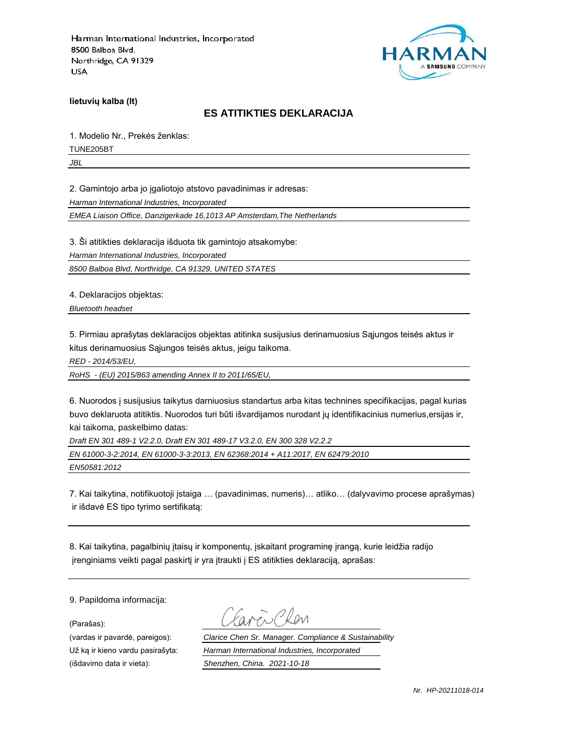Harman International Industries, Incorporated
8500 Balboa Blvd.
Northridge, CA 91329
USA

**lietuvių kalba (lt)**

## ES ATITIKTIES DEKLARACIJA

1. Modelio Nr., Prekės ženklas:

TUNE205BT

*JBL*

2. Gamintojo arba jo įgaliotojo atstovo pavadinimas ir adresas:

*Harman International Industries, Incorporated*

*EMEA Liaison Office, Danzigerkade 16,1013 AP Amsterdam,The Netherlands*

3. Ši atitikties deklaracija išduota tik gamintojo atsakomybe:

*Harman International Industries, Incorporated*

*8500 Balboa Blvd, Northridge, CA 91329, UNITED STATES*

4. Deklaracijos objektas:

*Bluetooth headset*

5. Pirmiau aprašytas deklaracijos objektas atitinka susijusius derinamuosius Sąjungos teisės aktus ir kitus derinamuosius Sąjungos teisės aktus, jeigu taikoma.

*RED - 2014/53/EU,*

*RoHS - (EU) 2015/863 amending Annex II to 2011/65/EU,*

6. Nuorodos į susijusius taikytus darniuosius standartus arba kitas technines specifikacijas, pagal kurias buvo deklaruota atitiktis. Nuorodos turi būti išvardijamos nurodant jų identifikacinius numerius,ersijas ir, kai taikoma, paskelbimo datas:

*Draft EN 301 489-1 V2.2.0, Draft EN 301 489-17 V3.2.0, EN 300 328 V2.2.2*

*EN 61000-3-2:2014, EN 61000-3-3:2013, EN 62368:2014 + A11:2017, EN 62479:2010*

*EN50581:2012*

7. Kai taikytina, notifikuotoji įstaiga … (pavadinimas, numeris)… atliko… (dalyvavimo procese aprašymas) ir išdavė ES tipo tyrimo sertifikatą:

8. Kai taikytina, pagalbinių įtaisų ir komponentų, įskaitant programinę įrangą, kurie leidžia radijo įrenginiams veikti pagal paskirtį ir yra įtraukti į ES atitikties deklaraciją, aprašas:

9. Papildoma informacija:

(Parašas): Clarice Chen

(vardas ir pavardė, pareigos): *Clarice Chen Sr. Manager. Compliance & Sustainability*

Už ką ir kieno vardu pasirašyta: *Harman International Industries, Incorporated*

(išdavimo data ir vieta): *Shenzhen, China. 2021-10-18*

*Nr. HP-20211018-014*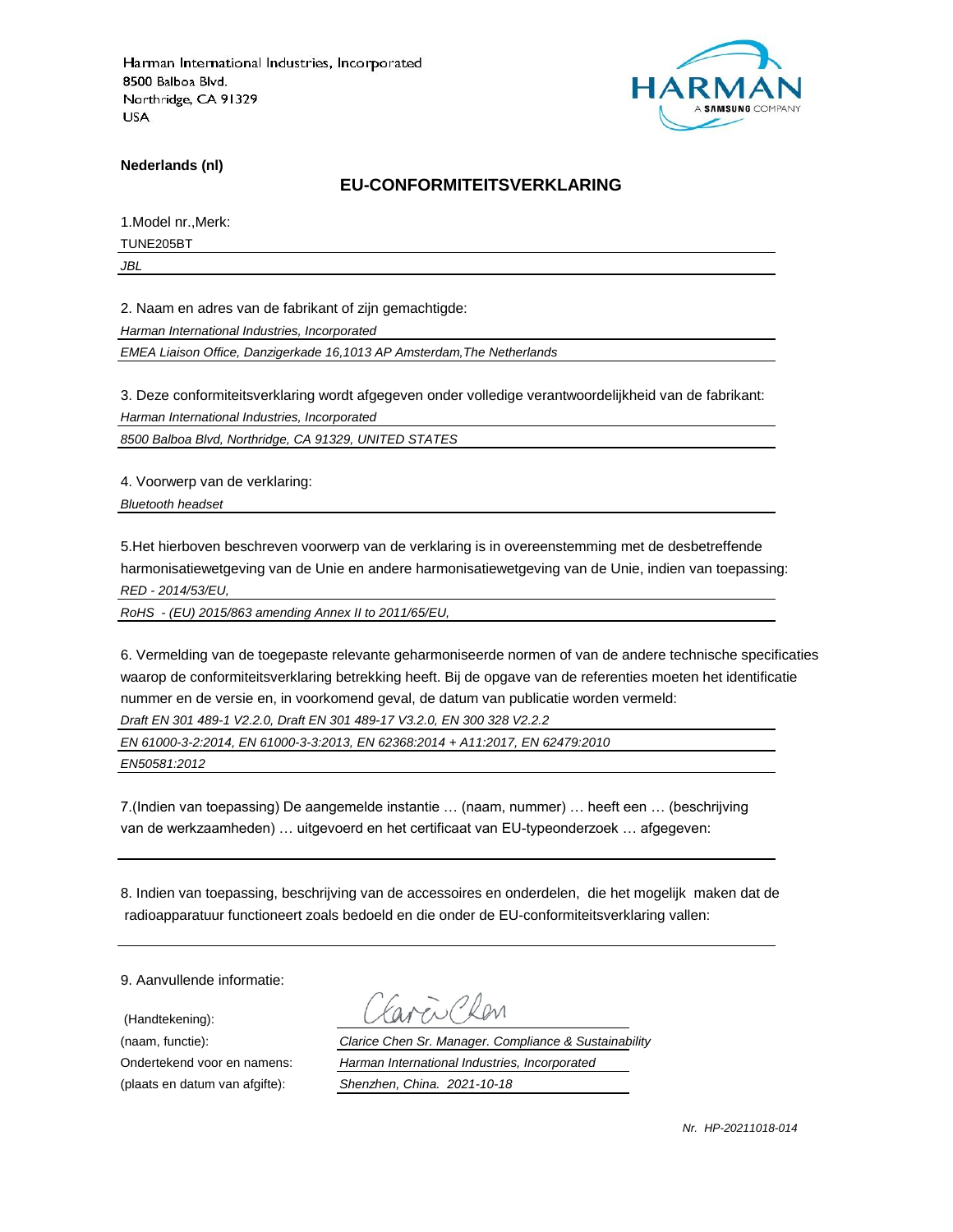Harman International Industries, Incorporated
8500 Balboa Blvd.
Northridge, CA 91329
USA

HARMAN
A SAMSUNG COMPANY

**Nederlands (nl)**

## EU-CONFORMITEITSVERKLARING

1.Model nr.,Merk:

TUNE205BT

*JBL*

2. Naam en adres van de fabrikant of zijn gemachtigde:

*Harman International Industries, Incorporated*

*EMEA Liaison Office, Danzigerkade 16,1013 AP Amsterdam,The Netherlands*

3. Deze conformiteitsverklaring wordt afgegeven onder volledige verantwoordelijkheid van de fabrikant:

*Harman International Industries, Incorporated*

*8500 Balboa Blvd, Northridge, CA 91329, UNITED STATES*

4. Voorwerp van de verklaring:

*Bluetooth headset*

5.Het hierboven beschreven voorwerp van de verklaring is in overeenstemming met de desbetreffende harmonisatiewetgeving van de Unie en andere harmonisatiewetgeving van de Unie, indien van toepassing:

*RED - 2014/53/EU,*

*RoHS - (EU) 2015/863 amending Annex II to 2011/65/EU,*

6. Vermelding van de toegepaste relevante geharmoniseerde normen of van de andere technische specificaties waarop de conformiteitsverklaring betrekking heeft. Bij de opgave van de referenties moeten het identificatie nummer en de versie en, in voorkomend geval, de datum van publicatie worden vermeld:

*Draft EN 301 489-1 V2.2.0, Draft EN 301 489-17 V3.2.0, EN 300 328 V2.2.2*

*EN 61000-3-2:2014, EN 61000-3-3:2013, EN 62368:2014 + A11:2017, EN 62479:2010*

*EN50581:2012*

7.(Indien van toepassing) De aangemelde instantie … (naam, nummer) … heeft een … (beschrijving van de werkzaamheden) … uitgevoerd en het certificaat van EU-typeonderzoek … afgegeven:

8. Indien van toepassing, beschrijving van de accessoires en onderdelen, die het mogelijk maken dat de radioapparatuur functioneert zoals bedoeld en die onder de EU-conformiteitsverklaring vallen:

9. Aanvullende informatie:

(Handtekening): Clarice Chen

(naam, functie): *Clarice Chen Sr. Manager. Compliance & Sustainability*

Ondertekend voor en namens: *Harman International Industries, Incorporated*

(plaats en datum van afgifte): *Shenzhen, China. 2021-10-18*

*Nr. HP-20211018-014*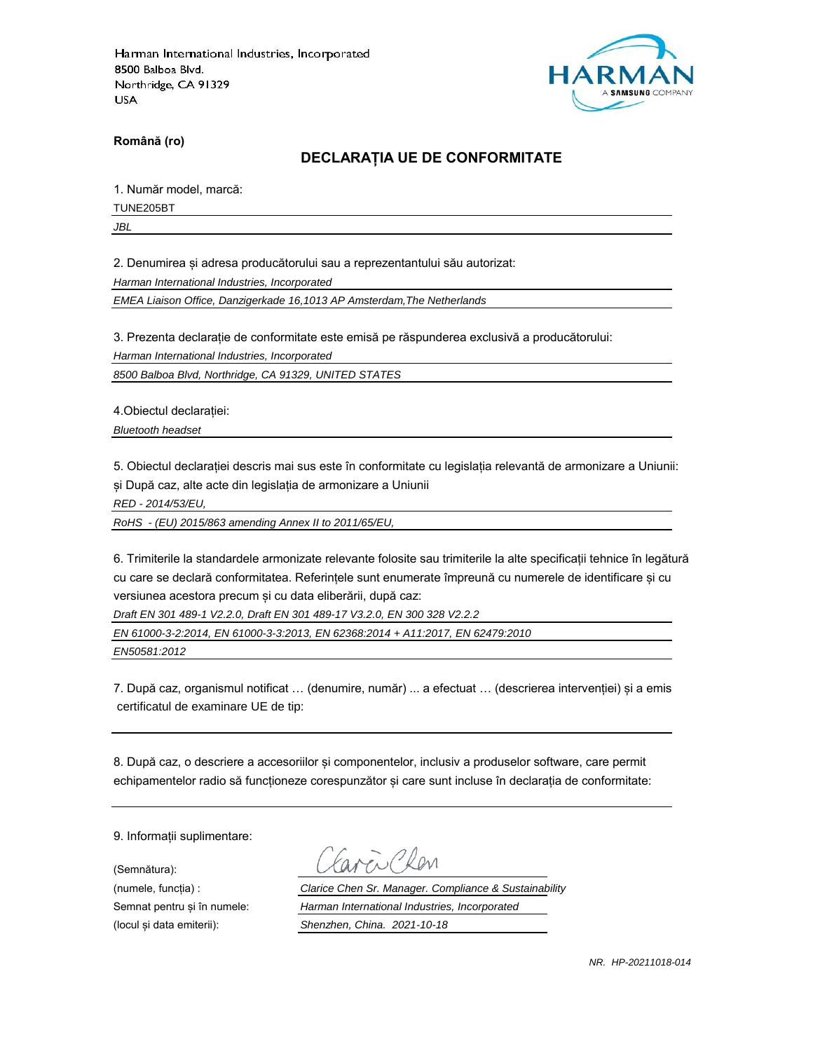Harman International Industries, Incorporated
8500 Balboa Blvd.
Northridge, CA 91329
USA

**Română (ro)**

## DECLARAȚIA UE DE CONFORMITATE

1. Număr model, marcă:

TUNE205BT

*JBL*

2. Denumirea și adresa producătorului sau a reprezentantului său autorizat:

*Harman International Industries, Incorporated*

*EMEA Liaison Office, Danzigerkade 16,1013 AP Amsterdam,The Netherlands*

3. Prezenta declarație de conformitate este emisă pe răspunderea exclusivă a producătorului:

*Harman International Industries, Incorporated*

*8500 Balboa Blvd, Northridge, CA 91329, UNITED STATES*

4.Obiectul declarației:

*Bluetooth headset*

5. Obiectul declarației descris mai sus este în conformitate cu legislația relevantă de armonizare a Uniunii: și După caz, alte acte din legislația de armonizare a Uniunii

*RED - 2014/53/EU,*

*RoHS - (EU) 2015/863 amending Annex II to 2011/65/EU,*

6. Trimiterile la standardele armonizate relevante folosite sau trimiterile la alte specificații tehnice în legătură cu care se declară conformitatea. Referințele sunt enumerate împreună cu numerele de identificare și cu versiunea acestora precum și cu data eliberării, după caz:

*Draft EN 301 489-1 V2.2.0, Draft EN 301 489-17 V3.2.0, EN 300 328 V2.2.2*

*EN 61000-3-2:2014, EN 61000-3-3:2013, EN 62368:2014 + A11:2017, EN 62479:2010*

*EN50581:2012*

7. După caz, organismul notificat … (denumire, număr) ... a efectuat … (descrierea intervenției) și a emis certificatul de examinare UE de tip:

8. După caz, o descriere a accesoriilor și componentelor, inclusiv a produselor software, care permit echipamentelor radio să funcționeze corespunzător și care sunt incluse în declarația de conformitate:

9. Informații suplimentare:

(Semnătura): Clarice Chen

(numele, funcția) : *Clarice Chen Sr. Manager. Compliance & Sustainability*

Semnat pentru și în numele: *Harman International Industries, Incorporated*

(locul și data emiterii): *Shenzhen, China. 2021-10-18*

*NR. HP-20211018-014*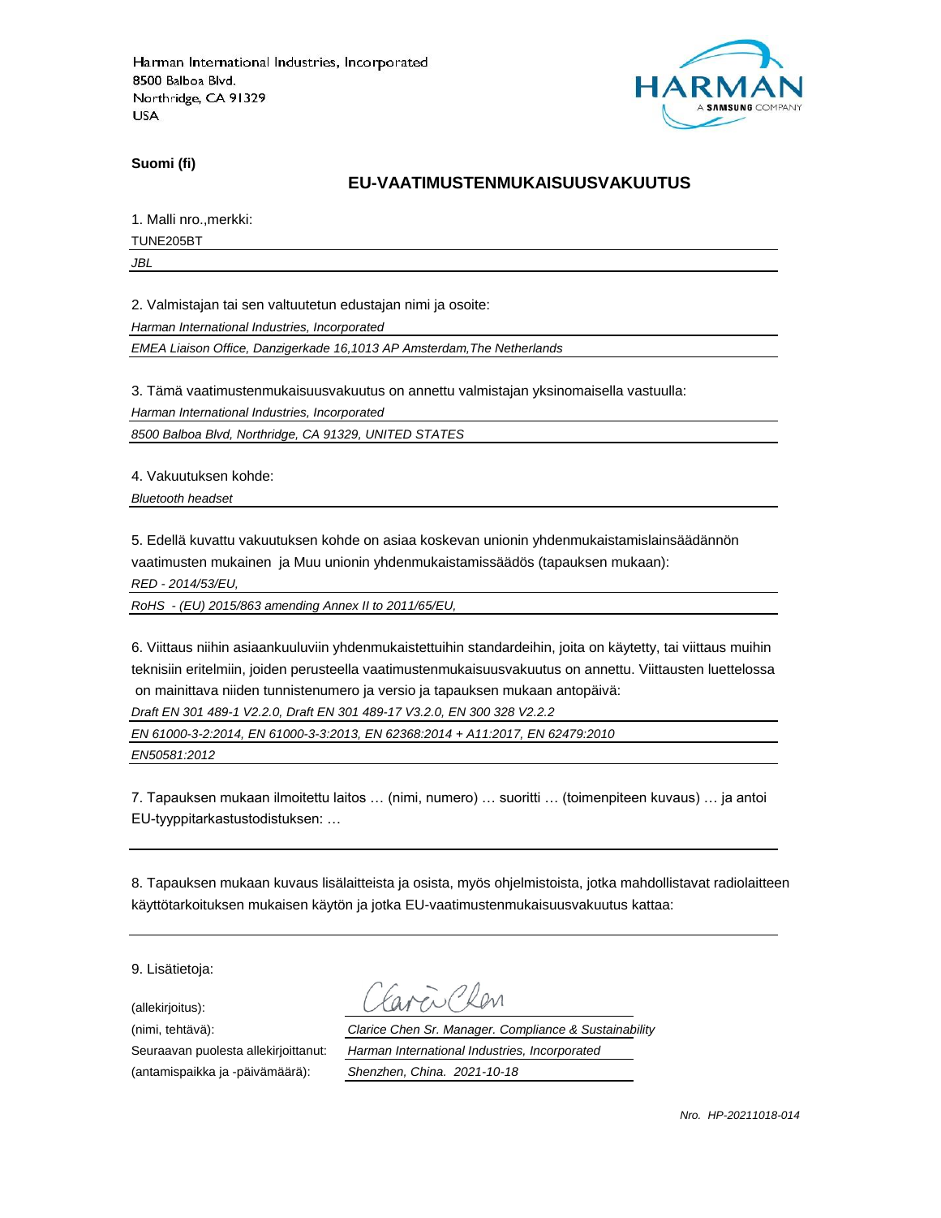Harman International Industries, Incorporated
8500 Balboa Blvd.
Northridge, CA 91329
USA

HARMAN
A SAMSUNG COMPANY

**Suomi (fi)**

## EU-VAATIMUSTENMUKAISUUSVAKUUTUS

1. Malli nro.,merkki:

TUNE205BT

*JBL*

2. Valmistajan tai sen valtuutetun edustajan nimi ja osoite:

*Harman International Industries, Incorporated*

*EMEA Liaison Office, Danzigerkade 16,1013 AP Amsterdam,The Netherlands*

3. Tämä vaatimustenmukaisuusvakuutus on annettu valmistajan yksinomaisella vastuulla:

*Harman International Industries, Incorporated*

*8500 Balboa Blvd, Northridge, CA 91329, UNITED STATES*

4. Vakuutuksen kohde:

*Bluetooth headset*

5. Edellä kuvattu vakuutuksen kohde on asiaa koskevan unionin yhdenmukaistamislainsäädännön vaatimusten mukainen ja Muu unionin yhdenmukaistamissäädös (tapauksen mukaan):

*RED - 2014/53/EU,*

*RoHS - (EU) 2015/863 amending Annex II to 2011/65/EU,*

6. Viittaus niihin asiaankuuluviin yhdenmukaistettuihin standardeihin, joita on käytetty, tai viittaus muihin teknisiin eritelmiin, joiden perusteella vaatimustenmukaisuusvakuutus on annettu. Viittausten luettelossa on mainittava niiden tunnistenumero ja versio ja tapauksen mukaan antopäivä:

*Draft EN 301 489-1 V2.2.0, Draft EN 301 489-17 V3.2.0, EN 300 328 V2.2.2*

*EN 61000-3-2:2014, EN 61000-3-3:2013, EN 62368:2014 + A11:2017, EN 62479:2010*

*EN50581:2012*

7. Tapauksen mukaan ilmoitettu laitos … (nimi, numero) … suoritti … (toimenpiteen kuvaus) … ja antoi EU-tyyppitarkastustodistuksen: …

8. Tapauksen mukaan kuvaus lisälaitteista ja osista, myös ohjelmistoista, jotka mahdollistavat radiolaitteen käyttötarkoituksen mukaisen käytön ja jotka EU-vaatimustenmukaisuusvakuutus kattaa:

9. Lisätietoja:

(allekirjoitus): Clarice Chen

(nimi, tehtävä): *Clarice Chen Sr. Manager. Compliance & Sustainability*

Seuraavan puolesta allekirjoittanut: *Harman International Industries, Incorporated*

(antamispaikka ja -päivämäärä): *Shenzhen, China. 2021-10-18*

*Nro. HP-20211018-014*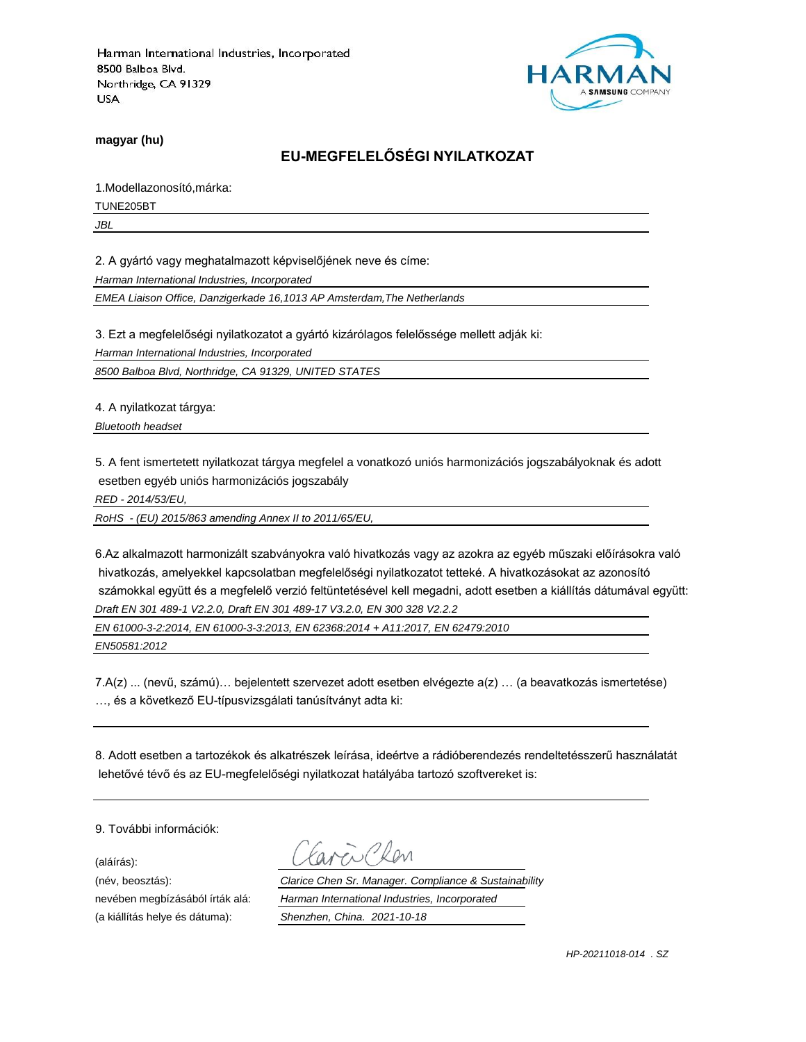Harman International Industries, Incorporated
8500 Balboa Blvd.
Northridge, CA 91329
USA

HARMAN
A SAMSUNG COMPANY

**magyar (hu)**

## EU-MEGFELELŐSÉGI NYILATKOZAT

1.Modellazonosító,márka:

TUNE205BT

*JBL*

2. A gyártó vagy meghatalmazott képviselőjének neve és címe:

*Harman International Industries, Incorporated*

*EMEA Liaison Office, Danzigerkade 16,1013 AP Amsterdam,The Netherlands*

3. Ezt a megfelelőségi nyilatkozatot a gyártó kizárólagos felelőssége mellett adják ki:

*Harman International Industries, Incorporated*

*8500 Balboa Blvd, Northridge, CA 91329, UNITED STATES*

4. A nyilatkozat tárgya:

*Bluetooth headset*

5. A fent ismertetett nyilatkozat tárgya megfelel a vonatkozó uniós harmonizációs jogszabályoknak és adott esetben egyéb uniós harmonizációs jogszabály

*RED - 2014/53/EU,*

*RoHS - (EU) 2015/863 amending Annex II to 2011/65/EU,*

6.Az alkalmazott harmonizált szabványokra való hivatkozás vagy az azokra az egyéb műszaki előírásokra való hivatkozás, amelyekkel kapcsolatban megfelelőségi nyilatkozatot tetteké. A hivatkozásokat az azonosító számokkal együtt és a megfelelő verzió feltüntetésével kell megadni, adott esetben a kiállítás dátumával együtt:

*Draft EN 301 489-1 V2.2.0, Draft EN 301 489-17 V3.2.0, EN 300 328 V2.2.2*

*EN 61000-3-2:2014, EN 61000-3-3:2013, EN 62368:2014 + A11:2017, EN 62479:2010*

*EN50581:2012*

7.A(z) ... (nevű, számú)… bejelentett szervezet adott esetben elvégezte a(z) … (a beavatkozás ismertetése) …, és a következő EU-típusvizsgálati tanúsítványt adta ki:

8. Adott esetben a tartozékok és alkatrészek leírása, ideértve a rádióberendezés rendeltetésszerű használatát lehetővé tévő és az EU-megfelelőségi nyilatkozat hatályába tartozó szoftvereket is:

9. További információk:

(aláírás): Clarice Chen

(név, beosztás): *Clarice Chen Sr. Manager. Compliance & Sustainability*

nevében megbízásából írták alá: *Harman International Industries, Incorporated*

(a kiállítás helye és dátuma): *Shenzhen, China. 2021-10-18*

*HP-20211018-014 . SZ*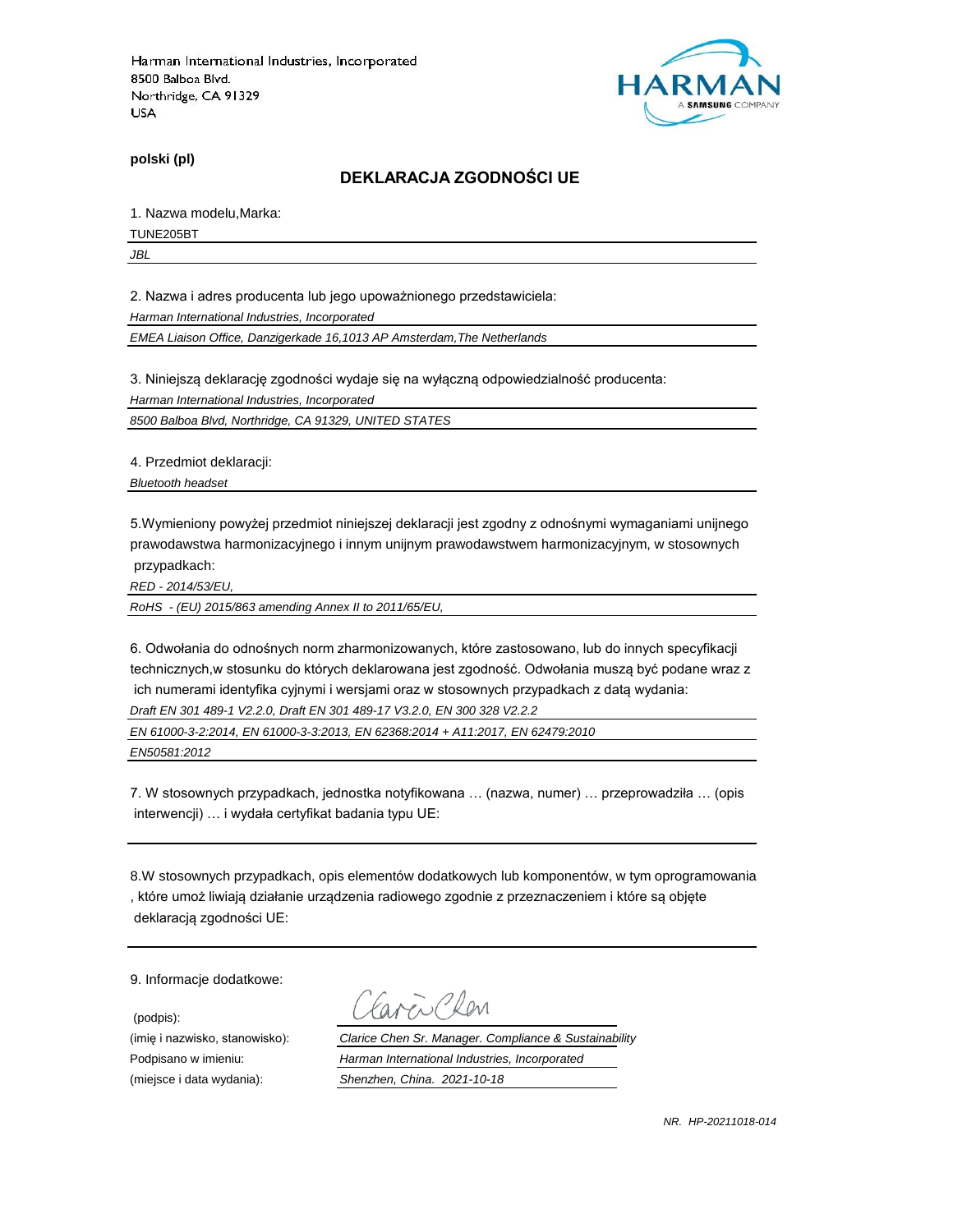Harman International Industries, Incorporated
8500 Balboa Blvd.
Northridge, CA 91329
USA

HARMAN
A SAMSUNG COMPANY

**polski (pl)**

## DEKLARACJA ZGODNOŚCI UE

1. Nazwa modelu,Marka:

TUNE205BT

*JBL*

2. Nazwa i adres producenta lub jego upoważnionego przedstawiciela:

*Harman International Industries, Incorporated*

*EMEA Liaison Office, Danzigerkade 16,1013 AP Amsterdam,The Netherlands*

3. Niniejszą deklarację zgodności wydaje się na wyłączną odpowiedzialność producenta:

*Harman International Industries, Incorporated*

*8500 Balboa Blvd, Northridge, CA 91329, UNITED STATES*

4. Przedmiot deklaracji:

*Bluetooth headset*

5.Wymieniony powyżej przedmiot niniejszej deklaracji jest zgodny z odnośnymi wymaganiami unijnego prawodawstwa harmonizacyjnego i innym unijnym prawodawstwem harmonizacyjnym, w stosownych przypadkach:

*RED - 2014/53/EU,*

*RoHS - (EU) 2015/863 amending Annex II to 2011/65/EU,*

6. Odwołania do odnośnych norm zharmonizowanych, które zastosowano, lub do innych specyfikacji technicznych,w stosunku do których deklarowana jest zgodność. Odwołania muszą być podane wraz z ich numerami identyfika cyjnymi i wersjami oraz w stosownych przypadkach z datą wydania:

*Draft EN 301 489-1 V2.2.0, Draft EN 301 489-17 V3.2.0, EN 300 328 V2.2.2*

*EN 61000-3-2:2014, EN 61000-3-3:2013, EN 62368:2014 + A11:2017, EN 62479:2010*

*EN50581:2012*

7. W stosownych przypadkach, jednostka notyfikowana … (nazwa, numer) … przeprowadziła … (opis interwencji) … i wydała certyfikat badania typu UE:

8.W stosownych przypadkach, opis elementów dodatkowych lub komponentów, w tym oprogramowania , które umoż liwiają działanie urządzenia radiowego zgodnie z przeznaczeniem i które są objęte deklaracją zgodności UE:

9. Informacje dodatkowe:

(podpis):

(imię i nazwisko, stanowisko): *Clarice Chen Sr. Manager. Compliance & Sustainability*

Podpisano w imieniu: *Harman International Industries, Incorporated*

(miejsce i data wydania): *Shenzhen, China. 2021-10-18*

*NR. HP-20211018-014*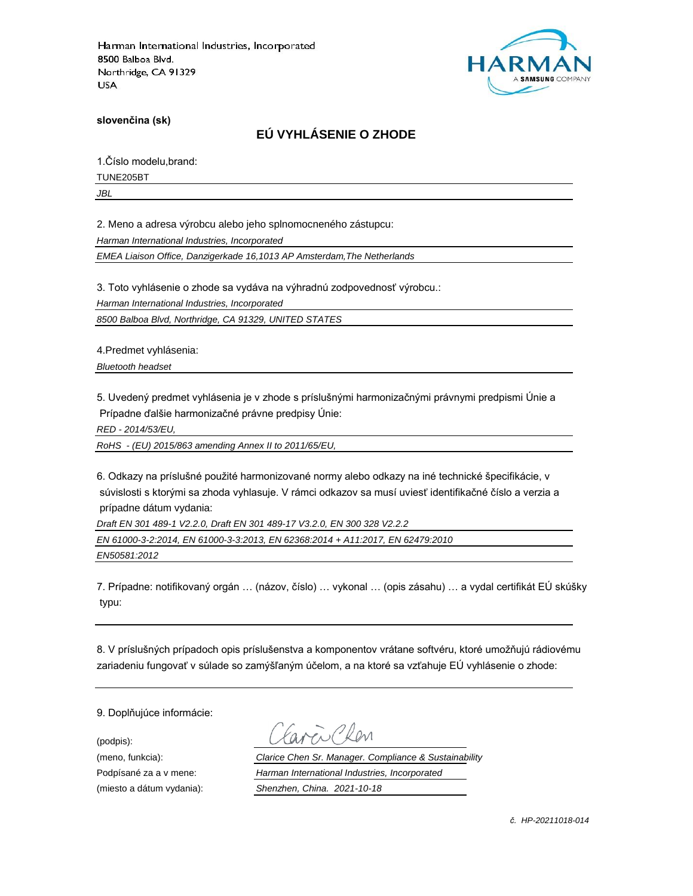Harman International Industries, Incorporated
8500 Balboa Blvd.
Northridge, CA 91329
USA

**slovenčina (sk)**

## EÚ VYHLÁSENIE O ZHODE

1.Číslo modelu,brand:

TUNE205BT

*JBL*

2. Meno a adresa výrobcu alebo jeho splnomocneného zástupcu:

*Harman International Industries, Incorporated*

*EMEA Liaison Office, Danzigerkade 16,1013 AP Amsterdam,The Netherlands*

3. Toto vyhlásenie o zhode sa vydáva na výhradnú zodpovednosť výrobcu.:

*Harman International Industries, Incorporated*

*8500 Balboa Blvd, Northridge, CA 91329, UNITED STATES*

4.Predmet vyhlásenia:

*Bluetooth headset*

5. Uvedený predmet vyhlásenia je v zhode s príslušnými harmonizačnými právnymi predpismi Únie a Prípadne ďalšie harmonizačné právne predpisy Únie:

*RED - 2014/53/EU,*

*RoHS - (EU) 2015/863 amending Annex II to 2011/65/EU,*

6. Odkazy na príslušné použité harmonizované normy alebo odkazy na iné technické špecifikácie, v súvislosti s ktorými sa zhoda vyhlasuje. V rámci odkazov sa musí uviesť identifikačné číslo a verzia a prípadne dátum vydania:

*Draft EN 301 489-1 V2.2.0, Draft EN 301 489-17 V3.2.0, EN 300 328 V2.2.2*

*EN 61000-3-2:2014, EN 61000-3-3:2013, EN 62368:2014 + A11:2017, EN 62479:2010*

*EN50581:2012*

7. Prípadne: notifikovaný orgán … (názov, číslo) … vykonal … (opis zásahu) … a vydal certifikát EÚ skúšky typu:

8. V príslušných prípadoch opis príslušenstva a komponentov vrátane softvéru, ktoré umožňujú rádiovému zariadeniu fungovať v súlade so zamýšľaným účelom, a na ktoré sa vzťahuje EÚ vyhlásenie o zhode:

9. Doplňujúce informácie:

(podpis): Clarice Chen

(meno, funkcia): *Clarice Chen Sr. Manager. Compliance & Sustainability*

Podpísané za a v mene: *Harman International Industries, Incorporated*

(miesto a dátum vydania): *Shenzhen, China. 2021-10-18*

*č. HP-20211018-014*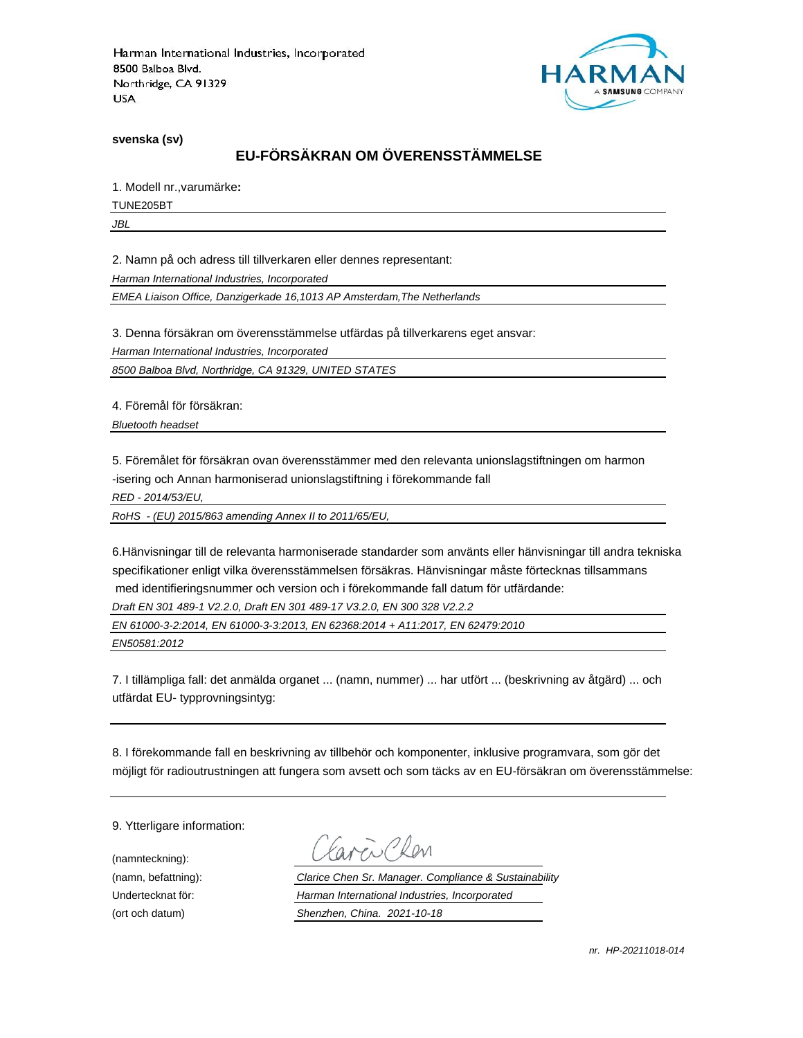Harman International Industries, Incorporated
8500 Balboa Blvd.
Northridge, CA 91329
USA

HARMAN
A SAMSUNG COMPANY

**svenska (sv)**

## EU-FÖRSÄKRAN OM ÖVERENSSTÄMMELSE

1. Modell nr.,varumärke**:**

TUNE205BT

*JBL*

2. Namn på och adress till tillverkaren eller dennes representant:

*Harman International Industries, Incorporated*

*EMEA Liaison Office, Danzigerkade 16,1013 AP Amsterdam,The Netherlands*

3. Denna försäkran om överensstämmelse utfärdas på tillverkarens eget ansvar:

*Harman International Industries, Incorporated*

*8500 Balboa Blvd, Northridge, CA 91329, UNITED STATES*

4. Föremål för försäkran:

*Bluetooth headset*

5. Föremålet för försäkran ovan överensstämmer med den relevanta unionslagstiftningen om harmon -isering och Annan harmoniserad unionslagstiftning i förekommande fall

*RED - 2014/53/EU,*

*RoHS - (EU) 2015/863 amending Annex II to 2011/65/EU,*

6.Hänvisningar till de relevanta harmoniserade standarder som använts eller hänvisningar till andra tekniska specifikationer enligt vilka överensstämmelsen försäkras. Hänvisningar måste förtecknas tillsammans med identifieringsnummer och version och i förekommande fall datum för utfärdande:

*Draft EN 301 489-1 V2.2.0, Draft EN 301 489-17 V3.2.0, EN 300 328 V2.2.2*

*EN 61000-3-2:2014, EN 61000-3-3:2013, EN 62368:2014 + A11:2017, EN 62479:2010*

*EN50581:2012*

7. I tillämpliga fall: det anmälda organet ... (namn, nummer) ... har utfört ... (beskrivning av åtgärd) ... och utfärdat EU- typprovningsintyg:

8. I förekommande fall en beskrivning av tillbehör och komponenter, inklusive programvara, som gör det möjligt för radioutrustningen att fungera som avsett och som täcks av en EU-försäkran om överensstämmelse:

9. Ytterligare information:

(namnteckning): Clarice Chen

(namn, befattning): *Clarice Chen Sr. Manager. Compliance & Sustainability*

Undertecknat för: *Harman International Industries, Incorporated*

(ort och datum) *Shenzhen, China. 2021-10-18*

*nr. HP-20211018-014*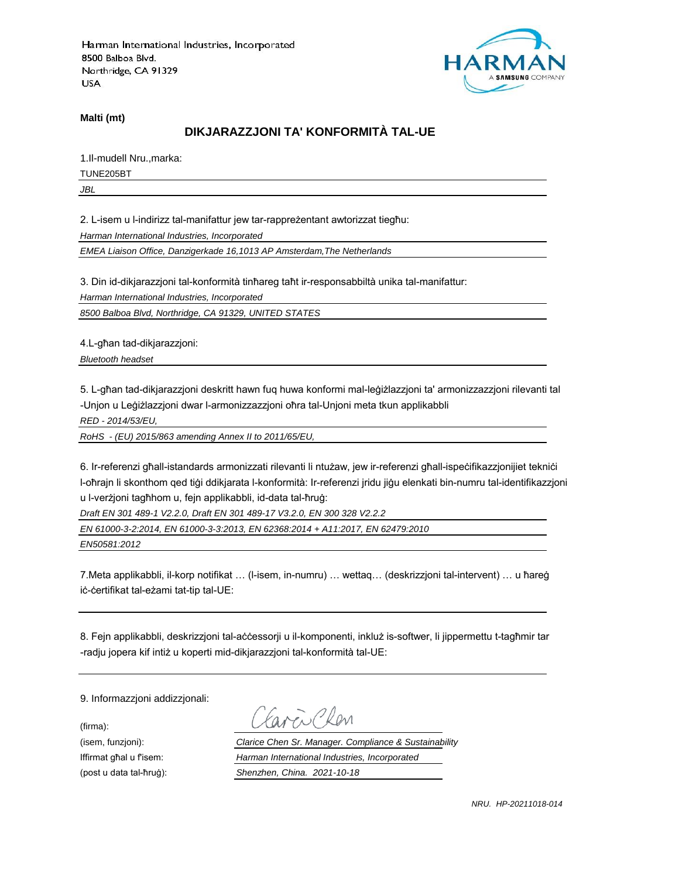Harman International Industries, Incorporated
8500 Balboa Blvd.
Northridge, CA 91329
USA

HARMAN
A SAMSUNG COMPANY

**Malti (mt)**

## DIKJARAZZJONI TA' KONFORMITÀ TAL-UE

1.Il-mudell Nru.,marka:

TUNE205BT

*JBL*

2. L-isem u l-indirizz tal-manifattur jew tar-rappreżentant awtorizzat tiegħu:

*Harman International Industries, Incorporated*

*EMEA Liaison Office, Danzigerkade 16,1013 AP Amsterdam,The Netherlands*

3. Din id-dikjarazzjoni tal-konformità tinħareg taħt ir-responsabbiltà unika tal-manifattur:

*Harman International Industries, Incorporated*

*8500 Balboa Blvd, Northridge, CA 91329, UNITED STATES*

4.L-għan tad-dikjarazzjoni:

*Bluetooth headset*

5. L-għan tad-dikjarazzjoni deskritt hawn fuq huwa konformi mal-leġiżlazzjoni ta' armonizzazzjoni rilevanti tal -Unjon u Leġiżlazzjoni dwar l-armonizzazzjoni oħra tal-Unjoni meta tkun applikabbli

*RED - 2014/53/EU,*

*RoHS - (EU) 2015/863 amending Annex II to 2011/65/EU,*

6. Ir-referenzi għall-istandards armonizzati rilevanti li ntużaw, jew ir-referenzi għall-ispeċifikazzjonijiet tekniċi l-oħrajn li skonthom qed tiġi ddikjarata l-konformità: Ir-referenzi jridu jiġu elenkati bin-numru tal-identifikazzjoni u l-verżjoni tagħhom u, fejn applikabbli, id-data tal-ħruġ:

*Draft EN 301 489-1 V2.2.0, Draft EN 301 489-17 V3.2.0, EN 300 328 V2.2.2*

*EN 61000-3-2:2014, EN 61000-3-3:2013, EN 62368:2014 + A11:2017, EN 62479:2010*

*EN50581:2012*

7.Meta applikabbli, il-korp notifikat … (l-isem, in-numru) … wettaq… (deskrizzjoni tal-intervent) … u ħareġ iċ-ċertifikat tal-eżami tat-tip tal-UE:

8. Fejn applikabbli, deskrizzjoni tal-aċċessorji u il-komponenti, inkluż is-softwer, li jippermettu t-tagħmir tar -radju jopera kif intiż u koperti mid-dikjarazzjoni tal-konformità tal-UE:

9. Informazzjoni addizzjonali:

(firma):

(isem, funzjoni): *Clarice Chen Sr. Manager. Compliance & Sustainability*

Iffirmat għal u f'isem: *Harman International Industries, Incorporated*

(post u data tal-ħruġ): *Shenzhen, China. 2021-10-18*

*NRU. HP-20211018-014*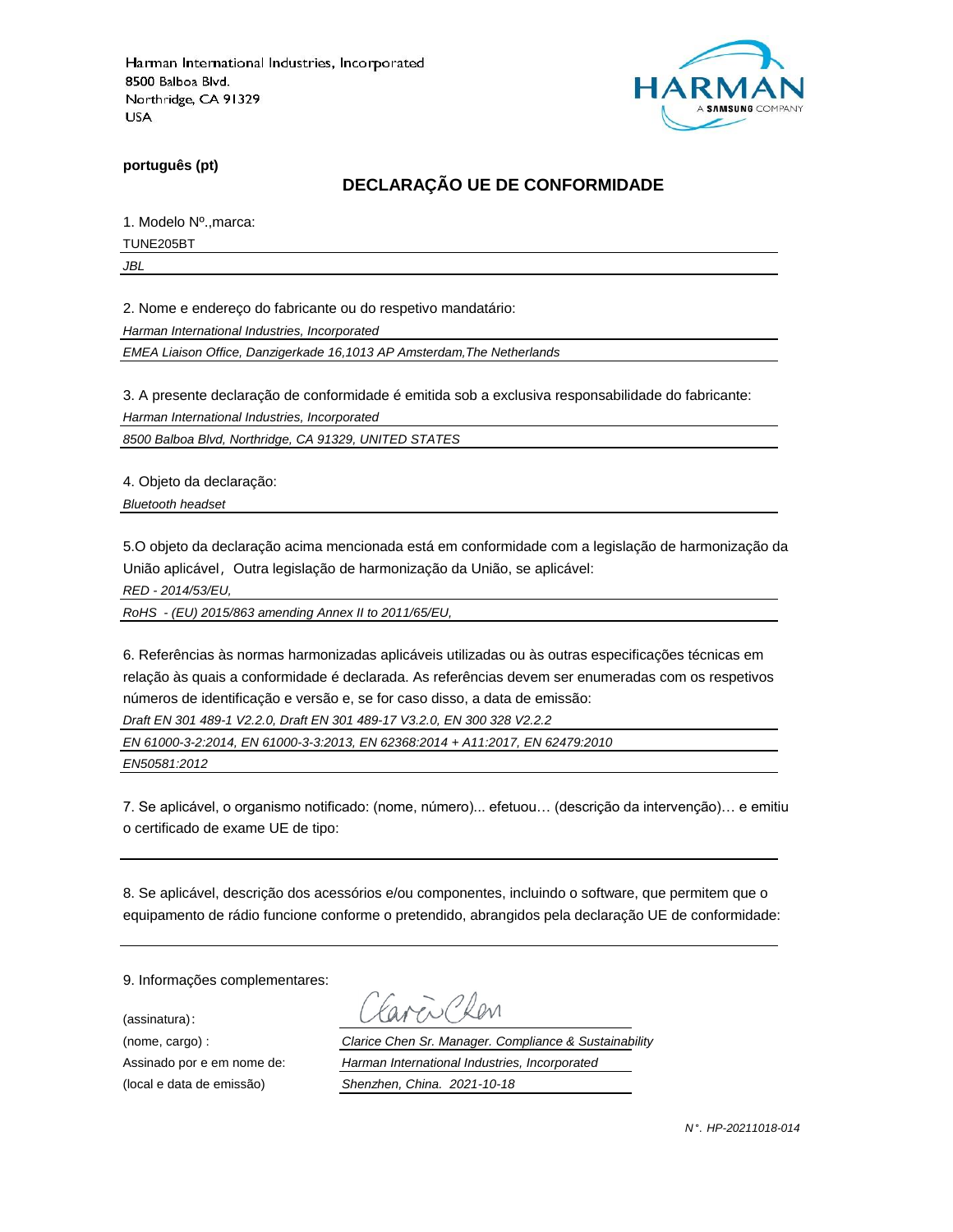Harman International Industries, Incorporated
8500 Balboa Blvd.
Northridge, CA 91329
USA

HARMAN
A SAMSUNG COMPANY

**português (pt)**

## DECLARAÇÃO UE DE CONFORMIDADE

1. Modelo Nº.,marca:

TUNE205BT

*JBL*

2. Nome e endereço do fabricante ou do respetivo mandatário:

*Harman International Industries, Incorporated*

*EMEA Liaison Office, Danzigerkade 16,1013 AP Amsterdam,The Netherlands*

3. A presente declaração de conformidade é emitida sob a exclusiva responsabilidade do fabricante:

*Harman International Industries, Incorporated*

*8500 Balboa Blvd, Northridge, CA 91329, UNITED STATES*

4. Objeto da declaração:

*Bluetooth headset*

5.O objeto da declaração acima mencionada está em conformidade com a legislação de harmonização da União aplicável，Outra legislação de harmonização da União, se aplicável:

*RED - 2014/53/EU,*

*RoHS - (EU) 2015/863 amending Annex II to 2011/65/EU,*

6. Referências às normas harmonizadas aplicáveis utilizadas ou às outras especificações técnicas em relação às quais a conformidade é declarada. As referências devem ser enumeradas com os respetivos números de identificação e versão e, se for caso disso, a data de emissão:

*Draft EN 301 489-1 V2.2.0, Draft EN 301 489-17 V3.2.0, EN 300 328 V2.2.2*

*EN 61000-3-2:2014, EN 61000-3-3:2013, EN 62368:2014 + A11:2017, EN 62479:2010*

*EN50581:2012*

7. Se aplicável, o organismo notificado: (nome, número)... efetuou… (descrição da intervenção)… e emitiu o certificado de exame UE de tipo:

8. Se aplicável, descrição dos acessórios e/ou componentes, incluindo o software, que permitem que o equipamento de rádio funcione conforme o pretendido, abrangidos pela declaração UE de conformidade:

9. Informações complementares:

(assinatura)：

(nome, cargo) : *Clarice Chen Sr. Manager. Compliance & Sustainability*

Assinado por e em nome de: *Harman International Industries, Incorporated*

(local e data de emissão) *Shenzhen, China. 2021-10-18*

*N°. HP-20211018-014*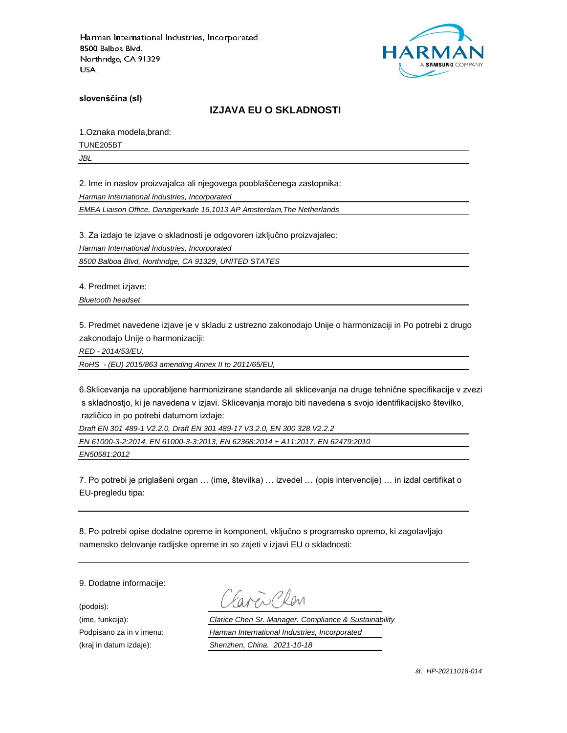Harman International Industries, Incorporated
8500 Balboa Blvd.
Northridge, CA 91329
USA

HARMAN
A SAMSUNG COMPANY

**slovenščina (sl)**

## IZJAVA EU O SKLADNOSTI

1.Oznaka modela,brand:

TUNE205BT

*JBL*

2. Ime in naslov proizvajalca ali njegovega pooblaščenega zastopnika:

*Harman International Industries, Incorporated*

*EMEA Liaison Office, Danzigerkade 16,1013 AP Amsterdam,The Netherlands*

3. Za izdajo te izjave o skladnosti je odgovoren izključno proizvajalec:

*Harman International Industries, Incorporated*

*8500 Balboa Blvd, Northridge, CA 91329, UNITED STATES*

4. Predmet izjave:

*Bluetooth headset*

5. Predmet navedene izjave je v skladu z ustrezno zakonodajo Unije o harmonizaciji in Po potrebi z drugo zakonodajo Unije o harmonizaciji:

*RED - 2014/53/EU,*

*RoHS - (EU) 2015/863 amending Annex II to 2011/65/EU,*

6.Sklicevanja na uporabljene harmonizirane standarde ali sklicevanja na druge tehnične specifikacije v zvezi s skladnostjo, ki je navedena v izjavi. Sklicevanja morajo biti navedena s svojo identifikacijsko številko, različico in po potrebi datumom izdaje:

*Draft EN 301 489-1 V2.2.0, Draft EN 301 489-17 V3.2.0, EN 300 328 V2.2.2*

*EN 61000-3-2:2014, EN 61000-3-3:2013, EN 62368:2014 + A11:2017, EN 62479:2010*

*EN50581:2012*

7. Po potrebi je priglašeni organ … (ime, številka) … izvedel … (opis intervencije) … in izdal certifikat o EU-pregledu tipa:

8. Po potrebi opise dodatne opreme in komponent, vključno s programsko opremo, ki zagotavljajo namensko delovanje radijske opreme in so zajeti v izjavi EU o skladnosti:

9. Dodatne informacije:

(podpis):

(ime, funkcija): *Clarice Chen Sr. Manager. Compliance & Sustainability*

Podpisano za in v imenu: *Harman International Industries, Incorporated*

(kraj in datum izdaje): *Shenzhen, China. 2021-10-18*

*št. HP-20211018-014*